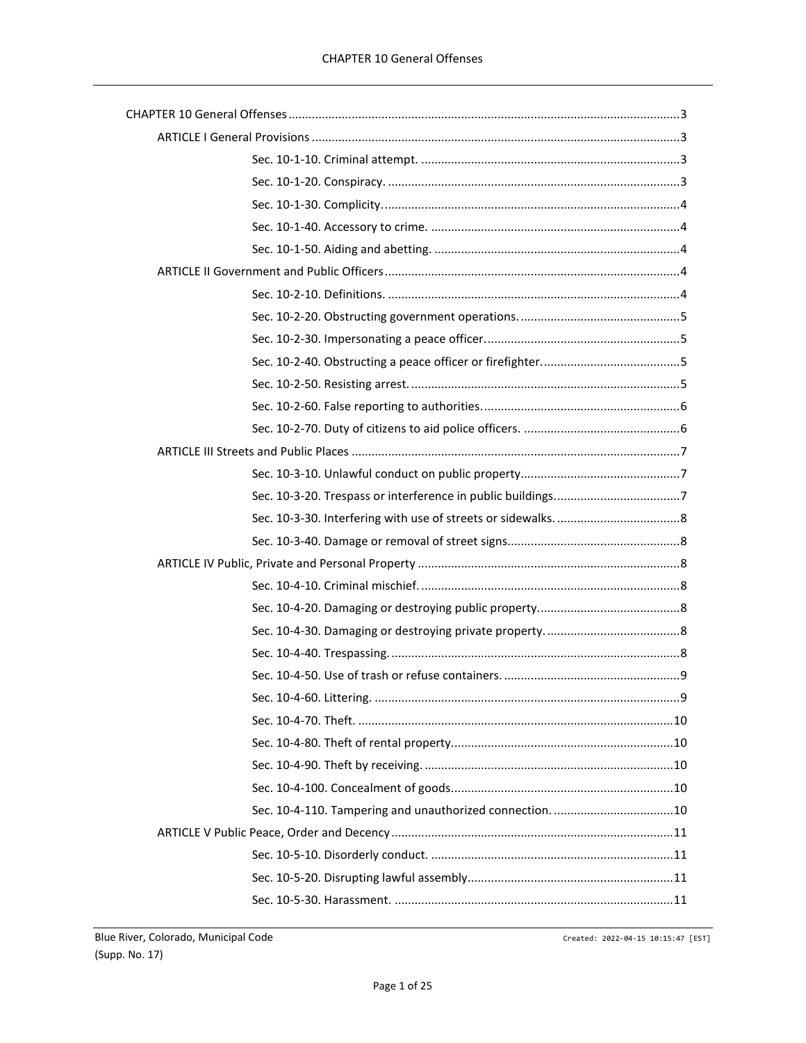CHAPTER 10 General Offenses ... 3

- ARTICLE I General Provisions ... 3
  - Sec. 10-1-10. Criminal attempt. ... 3
  - Sec. 10-1-20. Conspiracy. ... 3
  - Sec. 10-1-30. Complicity. ... 4
  - Sec. 10-1-40. Accessory to crime. ... 4
  - Sec. 10-1-50. Aiding and abetting. ... 4
- ARTICLE II Government and Public Officers ... 4
  - Sec. 10-2-10. Definitions. ... 4
  - Sec. 10-2-20. Obstructing government operations. ... 5
  - Sec. 10-2-30. Impersonating a peace officer. ... 5
  - Sec. 10-2-40. Obstructing a peace officer or firefighter. ... 5
  - Sec. 10-2-50. Resisting arrest. ... 5
  - Sec. 10-2-60. False reporting to authorities. ... 6
  - Sec. 10-2-70. Duty of citizens to aid police officers. ... 6
- ARTICLE III Streets and Public Places ... 7
  - Sec. 10-3-10. Unlawful conduct on public property ... 7
  - Sec. 10-3-20. Trespass or interference in public buildings. ... 7
  - Sec. 10-3-30. Interfering with use of streets or sidewalks. ... 8
  - Sec. 10-3-40. Damage or removal of street signs ... 8
- ARTICLE IV Public, Private and Personal Property ... 8
  - Sec. 10-4-10. Criminal mischief. ... 8
  - Sec. 10-4-20. Damaging or destroying public property. ... 8
  - Sec. 10-4-30. Damaging or destroying private property. ... 8
  - Sec. 10-4-40. Trespassing. ... 8
  - Sec. 10-4-50. Use of trash or refuse containers. ... 9
  - Sec. 10-4-60. Littering. ... 9
  - Sec. 10-4-70. Theft. ... 10
  - Sec. 10-4-80. Theft of rental property. ... 10
  - Sec. 10-4-90. Theft by receiving. ... 10
  - Sec. 10-4-100. Concealment of goods. ... 10
  - Sec. 10-4-110. Tampering and unauthorized connection. ... 10
- ARTICLE V Public Peace, Order and Decency ... 11
  - Sec. 10-5-10. Disorderly conduct. ... 11
  - Sec. 10-5-20. Disrupting lawful assembly. ... 11
  - Sec. 10-5-30. Harassment. ... 11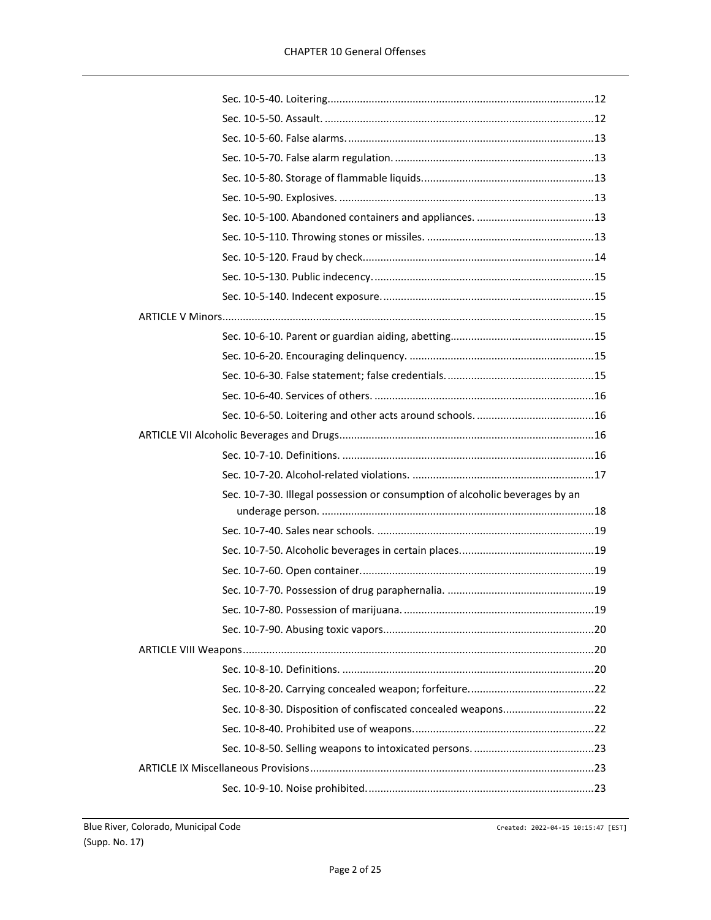Sec. 10-5-40. Loitering.........................................................................................12

Sec. 10-5-50. Assault. ..........................................................................................12

Sec. 10-5-60. False alarms. ..................................................................................13

Sec. 10-5-70. False alarm regulation. ...................................................................13

Sec. 10-5-80. Storage of flammable liquids. .........................................................13

Sec. 10-5-90. Explosives. .....................................................................................13

Sec. 10-5-100. Abandoned containers and appliances. ........................................13

Sec. 10-5-110. Throwing stones or missiles. .........................................................13

Sec. 10-5-120. Fraud by check..............................................................................14

Sec. 10-5-130. Public indecency. ..........................................................................15

Sec. 10-5-140. Indecent exposure. ........................................................................15

ARTICLE V Minors.............................................................................................................15

Sec. 10-6-10. Parent or guardian aiding, abetting.................................................15

Sec. 10-6-20. Encouraging delinquency. ...............................................................15

Sec. 10-6-30. False statement; false credentials. ..................................................15

Sec. 10-6-40. Services of others. ..........................................................................16

Sec. 10-6-50. Loitering and other acts around schools. ........................................16

ARTICLE VII Alcoholic Beverages and Drugs......................................................................16

Sec. 10-7-10. Definitions. .....................................................................................16

Sec. 10-7-20. Alcohol-related violations. ..............................................................17

Sec. 10-7-30. Illegal possession or consumption of alcoholic beverages by an underage person. ............................................................................................18

Sec. 10-7-40. Sales near schools. .........................................................................19

Sec. 10-7-50. Alcoholic beverages in certain places.............................................19

Sec. 10-7-60. Open container...............................................................................19

Sec. 10-7-70. Possession of drug paraphernalia. ..................................................19

Sec. 10-7-80. Possession of marijuana. .................................................................19

Sec. 10-7-90. Abusing toxic vapors.......................................................................20

ARTICLE VIII Weapons.......................................................................................................20

Sec. 10-8-10. Definitions. .....................................................................................20

Sec. 10-8-20. Carrying concealed weapon; forfeiture...........................................22

Sec. 10-8-30. Disposition of confiscated concealed weapons...............................22

Sec. 10-8-40. Prohibited use of weapons. .............................................................22

Sec. 10-8-50. Selling weapons to intoxicated persons. .........................................23

ARTICLE IX Miscellaneous Provisions................................................................................23

Sec. 10-9-10. Noise prohibited. .............................................................................23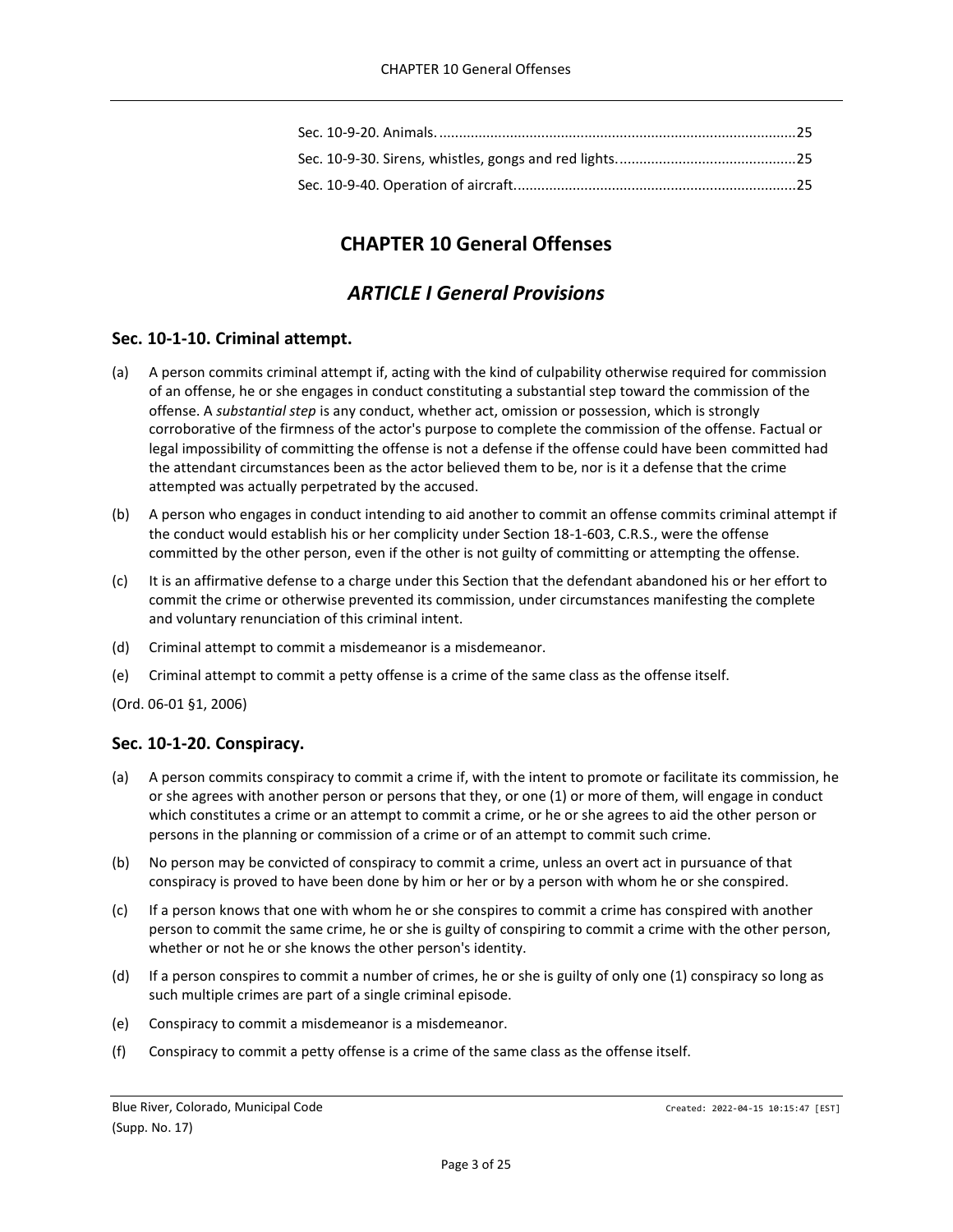Sec. 10-9-20. Animals. ..........................................................................................25
Sec. 10-9-30. Sirens, whistles, gongs and red lights. ............................................25
Sec. 10-9-40. Operation of aircraft. ......................................................................25

# CHAPTER 10 General Offenses

## *ARTICLE I General Provisions*

### Sec. 10-1-10. Criminal attempt.

(a) A person commits criminal attempt if, acting with the kind of culpability otherwise required for commission of an offense, he or she engages in conduct constituting a substantial step toward the commission of the offense. A *substantial step* is any conduct, whether act, omission or possession, which is strongly corroborative of the firmness of the actor's purpose to complete the commission of the offense. Factual or legal impossibility of committing the offense is not a defense if the offense could have been committed had the attendant circumstances been as the actor believed them to be, nor is it a defense that the crime attempted was actually perpetrated by the accused.

(b) A person who engages in conduct intending to aid another to commit an offense commits criminal attempt if the conduct would establish his or her complicity under Section 18-1-603, C.R.S., were the offense committed by the other person, even if the other is not guilty of committing or attempting the offense.

(c) It is an affirmative defense to a charge under this Section that the defendant abandoned his or her effort to commit the crime or otherwise prevented its commission, under circumstances manifesting the complete and voluntary renunciation of this criminal intent.

(d) Criminal attempt to commit a misdemeanor is a misdemeanor.

(e) Criminal attempt to commit a petty offense is a crime of the same class as the offense itself.

(Ord. 06-01 §1, 2006)

### Sec. 10-1-20. Conspiracy.

(a) A person commits conspiracy to commit a crime if, with the intent to promote or facilitate its commission, he or she agrees with another person or persons that they, or one (1) or more of them, will engage in conduct which constitutes a crime or an attempt to commit a crime, or he or she agrees to aid the other person or persons in the planning or commission of a crime or of an attempt to commit such crime.

(b) No person may be convicted of conspiracy to commit a crime, unless an overt act in pursuance of that conspiracy is proved to have been done by him or her or by a person with whom he or she conspired.

(c) If a person knows that one with whom he or she conspires to commit a crime has conspired with another person to commit the same crime, he or she is guilty of conspiring to commit a crime with the other person, whether or not he or she knows the other person's identity.

(d) If a person conspires to commit a number of crimes, he or she is guilty of only one (1) conspiracy so long as such multiple crimes are part of a single criminal episode.

(e) Conspiracy to commit a misdemeanor is a misdemeanor.

(f) Conspiracy to commit a petty offense is a crime of the same class as the offense itself.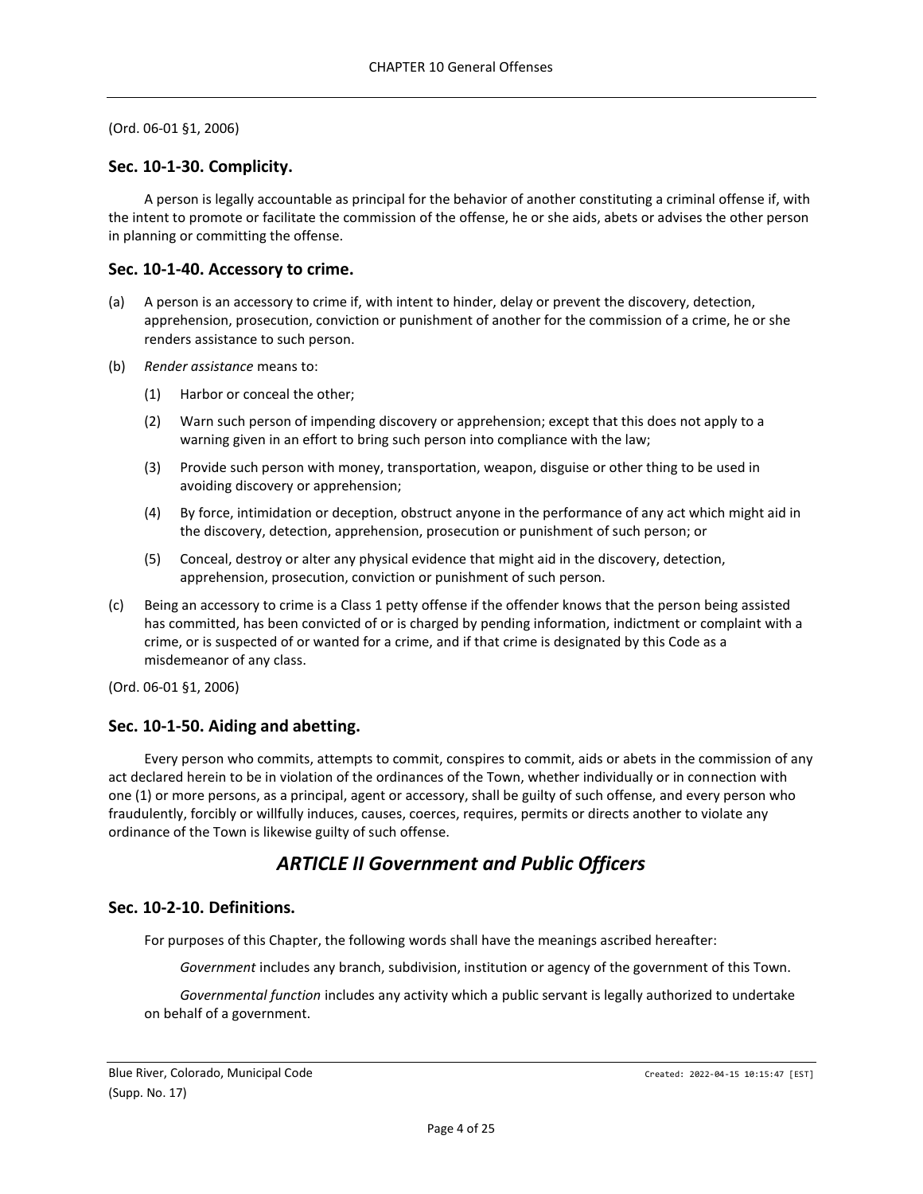(Ord. 06-01 §1, 2006)

### Sec. 10-1-30. Complicity.

A person is legally accountable as principal for the behavior of another constituting a criminal offense if, with the intent to promote or facilitate the commission of the offense, he or she aids, abets or advises the other person in planning or committing the offense.

### Sec. 10-1-40. Accessory to crime.

(a) A person is an accessory to crime if, with intent to hinder, delay or prevent the discovery, detection, apprehension, prosecution, conviction or punishment of another for the commission of a crime, he or she renders assistance to such person.

(b) *Render assistance* means to:

(1) Harbor or conceal the other;

(2) Warn such person of impending discovery or apprehension; except that this does not apply to a warning given in an effort to bring such person into compliance with the law;

(3) Provide such person with money, transportation, weapon, disguise or other thing to be used in avoiding discovery or apprehension;

(4) By force, intimidation or deception, obstruct anyone in the performance of any act which might aid in the discovery, detection, apprehension, prosecution or punishment of such person; or

(5) Conceal, destroy or alter any physical evidence that might aid in the discovery, detection, apprehension, prosecution, conviction or punishment of such person.

(c) Being an accessory to crime is a Class 1 petty offense if the offender knows that the person being assisted has committed, has been convicted of or is charged by pending information, indictment or complaint with a crime, or is suspected of or wanted for a crime, and if that crime is designated by this Code as a misdemeanor of any class.

(Ord. 06-01 §1, 2006)

### Sec. 10-1-50. Aiding and abetting.

Every person who commits, attempts to commit, conspires to commit, aids or abets in the commission of any act declared herein to be in violation of the ordinances of the Town, whether individually or in connection with one (1) or more persons, as a principal, agent or accessory, shall be guilty of such offense, and every person who fraudulently, forcibly or willfully induces, causes, coerces, requires, permits or directs another to violate any ordinance of the Town is likewise guilty of such offense.

## *ARTICLE II Government and Public Officers*

### Sec. 10-2-10. Definitions.

For purposes of this Chapter, the following words shall have the meanings ascribed hereafter:

*Government* includes any branch, subdivision, institution or agency of the government of this Town.

*Governmental function* includes any activity which a public servant is legally authorized to undertake on behalf of a government.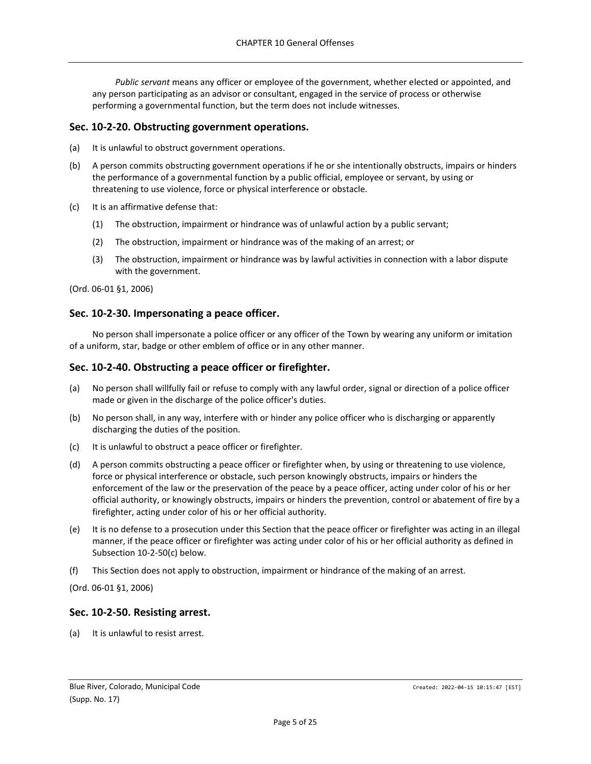*Public servant* means any officer or employee of the government, whether elected or appointed, and any person participating as an advisor or consultant, engaged in the service of process or otherwise performing a governmental function, but the term does not include witnesses.

## Sec. 10-2-20. Obstructing government operations.

(a) It is unlawful to obstruct government operations.

(b) A person commits obstructing government operations if he or she intentionally obstructs, impairs or hinders the performance of a governmental function by a public official, employee or servant, by using or threatening to use violence, force or physical interference or obstacle.

(c) It is an affirmative defense that:

  (1) The obstruction, impairment or hindrance was of unlawful action by a public servant;

  (2) The obstruction, impairment or hindrance was of the making of an arrest; or

  (3) The obstruction, impairment or hindrance was by lawful activities in connection with a labor dispute with the government.

(Ord. 06-01 §1, 2006)

## Sec. 10-2-30. Impersonating a peace officer.

No person shall impersonate a police officer or any officer of the Town by wearing any uniform or imitation of a uniform, star, badge or other emblem of office or in any other manner.

## Sec. 10-2-40. Obstructing a peace officer or firefighter.

(a) No person shall willfully fail or refuse to comply with any lawful order, signal or direction of a police officer made or given in the discharge of the police officer's duties.

(b) No person shall, in any way, interfere with or hinder any police officer who is discharging or apparently discharging the duties of the position.

(c) It is unlawful to obstruct a peace officer or firefighter.

(d) A person commits obstructing a peace officer or firefighter when, by using or threatening to use violence, force or physical interference or obstacle, such person knowingly obstructs, impairs or hinders the enforcement of the law or the preservation of the peace by a peace officer, acting under color of his or her official authority, or knowingly obstructs, impairs or hinders the prevention, control or abatement of fire by a firefighter, acting under color of his or her official authority.

(e) It is no defense to a prosecution under this Section that the peace officer or firefighter was acting in an illegal manner, if the peace officer or firefighter was acting under color of his or her official authority as defined in Subsection 10-2-50(c) below.

(f) This Section does not apply to obstruction, impairment or hindrance of the making of an arrest.

(Ord. 06-01 §1, 2006)

## Sec. 10-2-50. Resisting arrest.

(a) It is unlawful to resist arrest.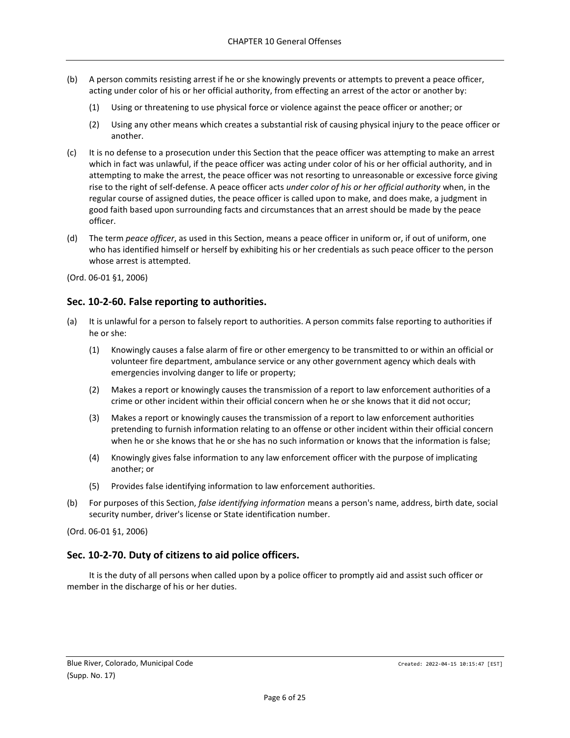(b) A person commits resisting arrest if he or she knowingly prevents or attempts to prevent a peace officer, acting under color of his or her official authority, from effecting an arrest of the actor or another by:

(1) Using or threatening to use physical force or violence against the peace officer or another; or

(2) Using any other means which creates a substantial risk of causing physical injury to the peace officer or another.

(c) It is no defense to a prosecution under this Section that the peace officer was attempting to make an arrest which in fact was unlawful, if the peace officer was acting under color of his or her official authority, and in attempting to make the arrest, the peace officer was not resorting to unreasonable or excessive force giving rise to the right of self-defense. A peace officer acts *under color of his or her official authority* when, in the regular course of assigned duties, the peace officer is called upon to make, and does make, a judgment in good faith based upon surrounding facts and circumstances that an arrest should be made by the peace officer.

(d) The term *peace officer*, as used in this Section, means a peace officer in uniform or, if out of uniform, one who has identified himself or herself by exhibiting his or her credentials as such peace officer to the person whose arrest is attempted.

(Ord. 06-01 §1, 2006)

## Sec. 10-2-60. False reporting to authorities.

(a) It is unlawful for a person to falsely report to authorities. A person commits false reporting to authorities if he or she:

(1) Knowingly causes a false alarm of fire or other emergency to be transmitted to or within an official or volunteer fire department, ambulance service or any other government agency which deals with emergencies involving danger to life or property;

(2) Makes a report or knowingly causes the transmission of a report to law enforcement authorities of a crime or other incident within their official concern when he or she knows that it did not occur;

(3) Makes a report or knowingly causes the transmission of a report to law enforcement authorities pretending to furnish information relating to an offense or other incident within their official concern when he or she knows that he or she has no such information or knows that the information is false;

(4) Knowingly gives false information to any law enforcement officer with the purpose of implicating another; or

(5) Provides false identifying information to law enforcement authorities.

(b) For purposes of this Section, *false identifying information* means a person's name, address, birth date, social security number, driver's license or State identification number.

(Ord. 06-01 §1, 2006)

## Sec. 10-2-70. Duty of citizens to aid police officers.

It is the duty of all persons when called upon by a police officer to promptly aid and assist such officer or member in the discharge of his or her duties.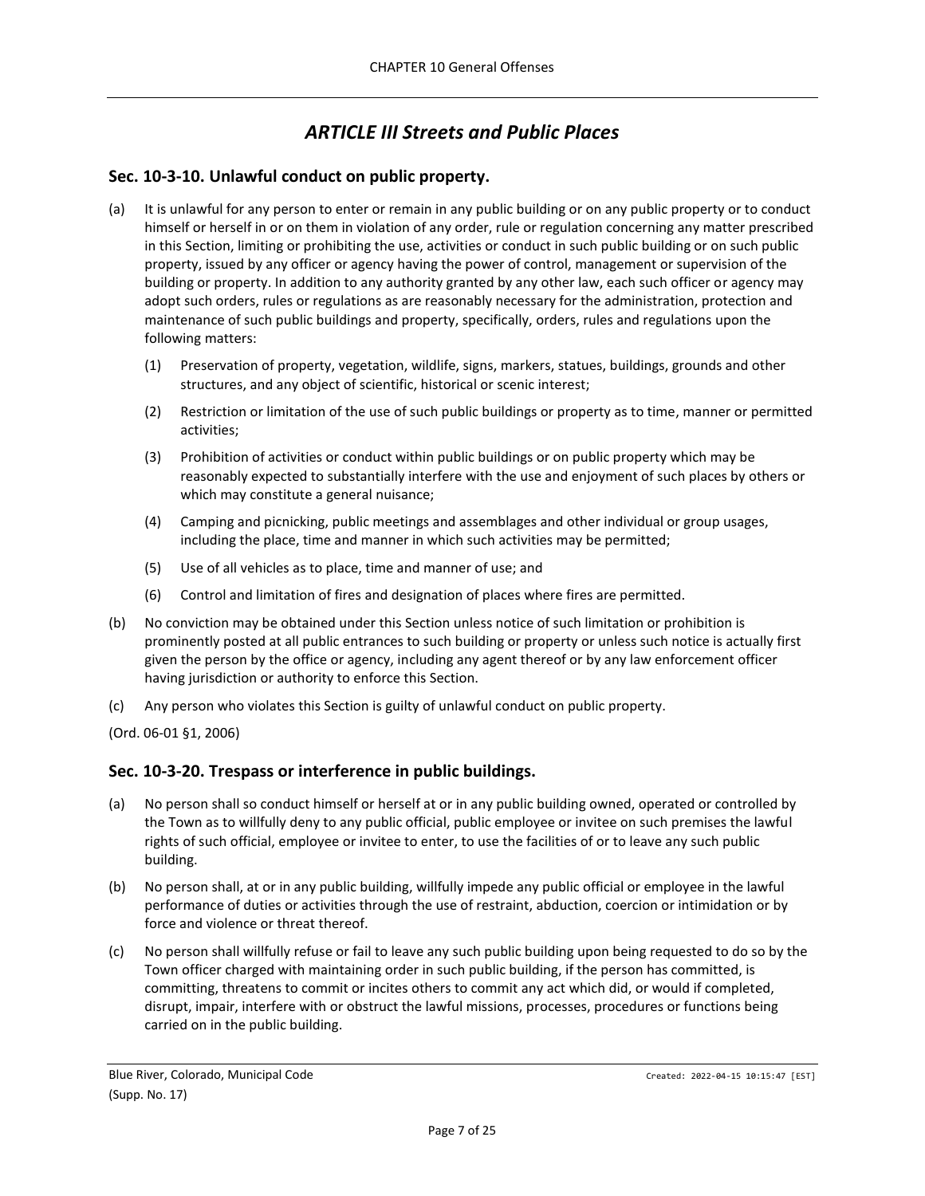# *ARTICLE III Streets and Public Places*

## Sec. 10-3-10. Unlawful conduct on public property.

(a) It is unlawful for any person to enter or remain in any public building or on any public property or to conduct himself or herself in or on them in violation of any order, rule or regulation concerning any matter prescribed in this Section, limiting or prohibiting the use, activities or conduct in such public building or on such public property, issued by any officer or agency having the power of control, management or supervision of the building or property. In addition to any authority granted by any other law, each such officer or agency may adopt such orders, rules or regulations as are reasonably necessary for the administration, protection and maintenance of such public buildings and property, specifically, orders, rules and regulations upon the following matters:

  (1) Preservation of property, vegetation, wildlife, signs, markers, statues, buildings, grounds and other structures, and any object of scientific, historical or scenic interest;

  (2) Restriction or limitation of the use of such public buildings or property as to time, manner or permitted activities;

  (3) Prohibition of activities or conduct within public buildings or on public property which may be reasonably expected to substantially interfere with the use and enjoyment of such places by others or which may constitute a general nuisance;

  (4) Camping and picnicking, public meetings and assemblages and other individual or group usages, including the place, time and manner in which such activities may be permitted;

  (5) Use of all vehicles as to place, time and manner of use; and

  (6) Control and limitation of fires and designation of places where fires are permitted.

(b) No conviction may be obtained under this Section unless notice of such limitation or prohibition is prominently posted at all public entrances to such building or property or unless such notice is actually first given the person by the office or agency, including any agent thereof or by any law enforcement officer having jurisdiction or authority to enforce this Section.

(c) Any person who violates this Section is guilty of unlawful conduct on public property.

(Ord. 06-01 §1, 2006)

## Sec. 10-3-20. Trespass or interference in public buildings.

(a) No person shall so conduct himself or herself at or in any public building owned, operated or controlled by the Town as to willfully deny to any public official, public employee or invitee on such premises the lawful rights of such official, employee or invitee to enter, to use the facilities of or to leave any such public building.

(b) No person shall, at or in any public building, willfully impede any public official or employee in the lawful performance of duties or activities through the use of restraint, abduction, coercion or intimidation or by force and violence or threat thereof.

(c) No person shall willfully refuse or fail to leave any such public building upon being requested to do so by the Town officer charged with maintaining order in such public building, if the person has committed, is committing, threatens to commit or incites others to commit any act which did, or would if completed, disrupt, impair, interfere with or obstruct the lawful missions, processes, procedures or functions being carried on in the public building.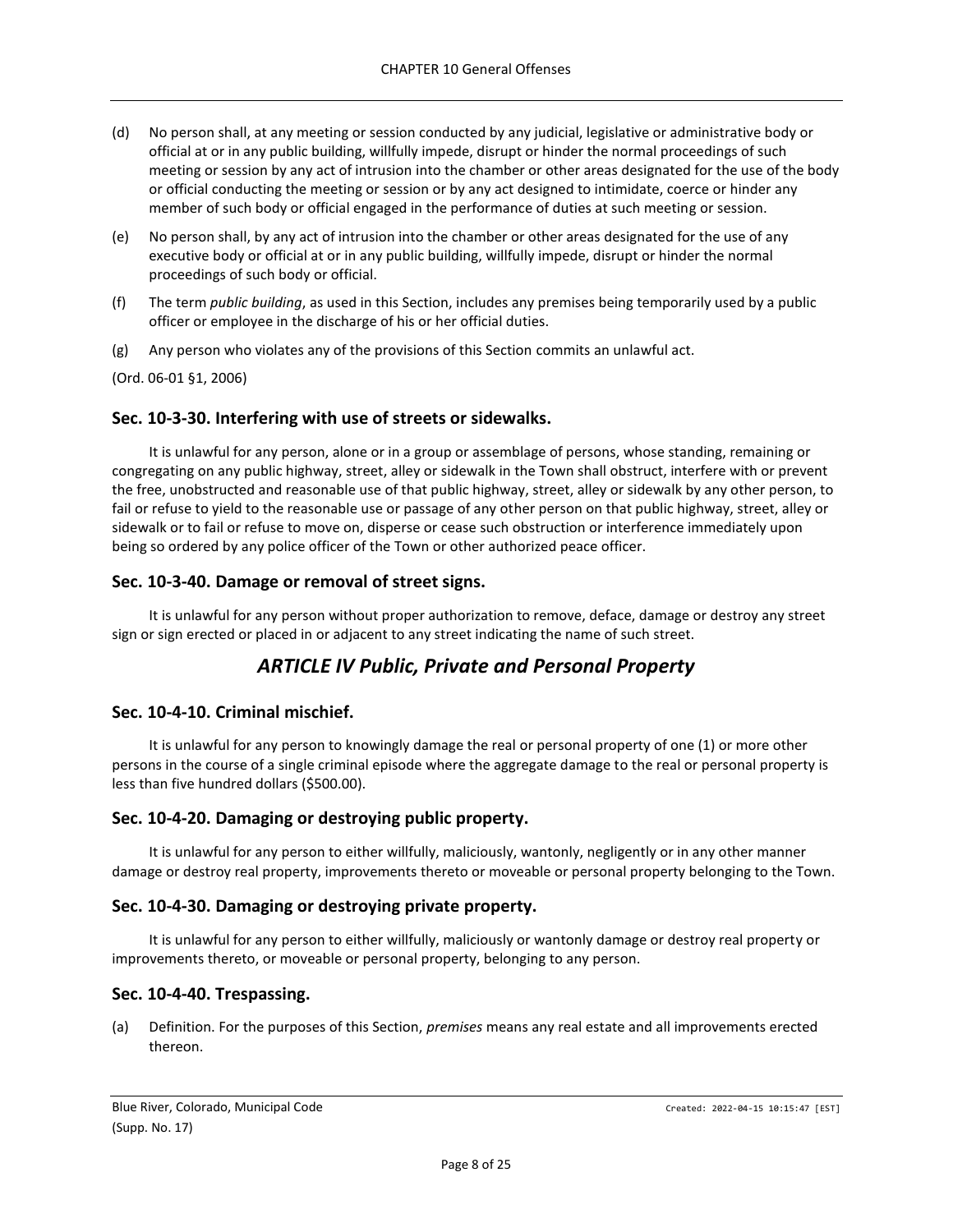(d) No person shall, at any meeting or session conducted by any judicial, legislative or administrative body or official at or in any public building, willfully impede, disrupt or hinder the normal proceedings of such meeting or session by any act of intrusion into the chamber or other areas designated for the use of the body or official conducting the meeting or session or by any act designed to intimidate, coerce or hinder any member of such body or official engaged in the performance of duties at such meeting or session.

(e) No person shall, by any act of intrusion into the chamber or other areas designated for the use of any executive body or official at or in any public building, willfully impede, disrupt or hinder the normal proceedings of such body or official.

(f) The term *public building*, as used in this Section, includes any premises being temporarily used by a public officer or employee in the discharge of his or her official duties.

(g) Any person who violates any of the provisions of this Section commits an unlawful act.

(Ord. 06-01 §1, 2006)

### Sec. 10-3-30. Interfering with use of streets or sidewalks.

It is unlawful for any person, alone or in a group or assemblage of persons, whose standing, remaining or congregating on any public highway, street, alley or sidewalk in the Town shall obstruct, interfere with or prevent the free, unobstructed and reasonable use of that public highway, street, alley or sidewalk by any other person, to fail or refuse to yield to the reasonable use or passage of any other person on that public highway, street, alley or sidewalk or to fail or refuse to move on, disperse or cease such obstruction or interference immediately upon being so ordered by any police officer of the Town or other authorized peace officer.

### Sec. 10-3-40. Damage or removal of street signs.

It is unlawful for any person without proper authorization to remove, deface, damage or destroy any street sign or sign erected or placed in or adjacent to any street indicating the name of such street.

## *ARTICLE IV Public, Private and Personal Property*

### Sec. 10-4-10. Criminal mischief.

It is unlawful for any person to knowingly damage the real or personal property of one (1) or more other persons in the course of a single criminal episode where the aggregate damage to the real or personal property is less than five hundred dollars ($500.00).

### Sec. 10-4-20. Damaging or destroying public property.

It is unlawful for any person to either willfully, maliciously, wantonly, negligently or in any other manner damage or destroy real property, improvements thereto or moveable or personal property belonging to the Town.

### Sec. 10-4-30. Damaging or destroying private property.

It is unlawful for any person to either willfully, maliciously or wantonly damage or destroy real property or improvements thereto, or moveable or personal property, belonging to any person.

### Sec. 10-4-40. Trespassing.

(a) Definition. For the purposes of this Section, *premises* means any real estate and all improvements erected thereon.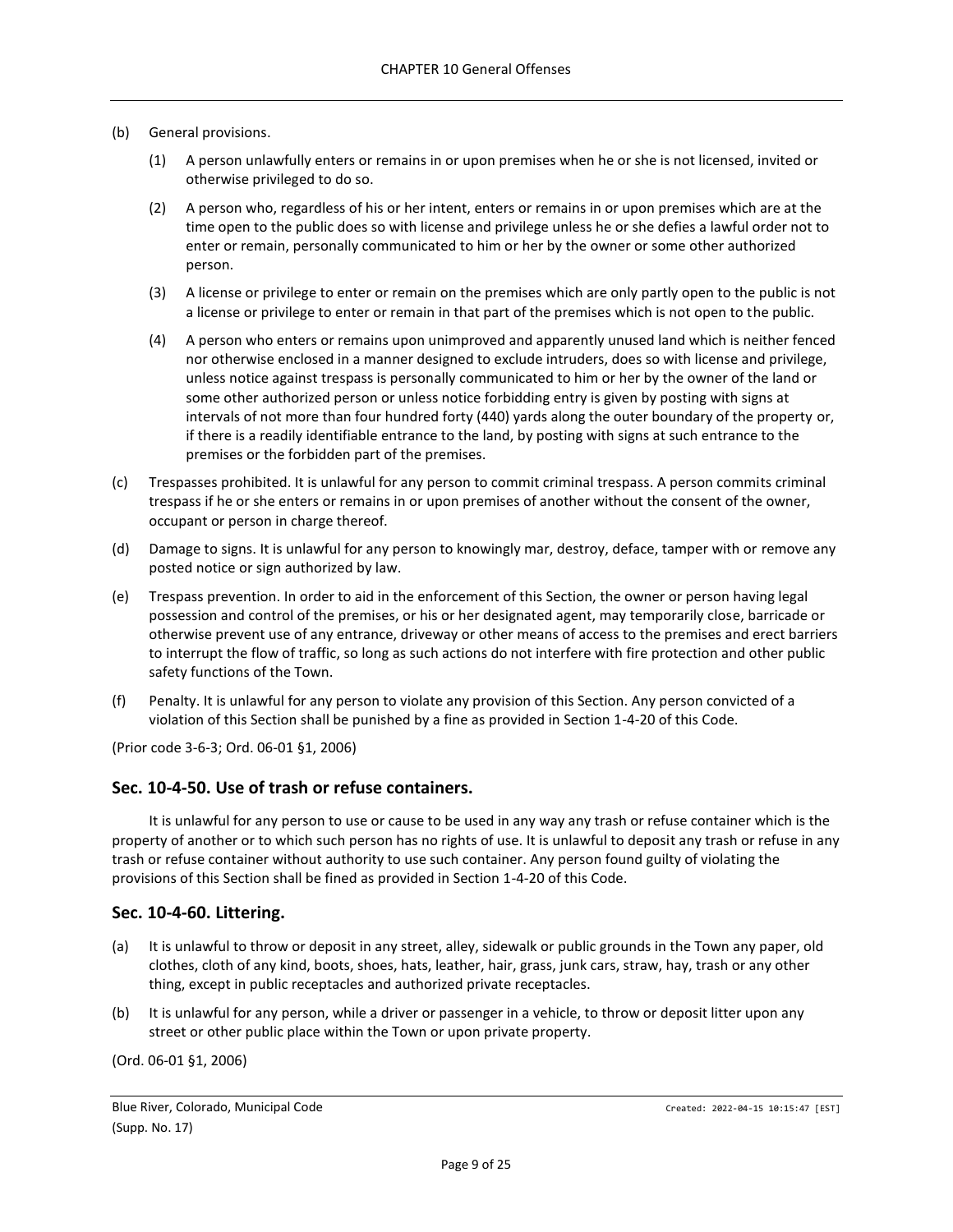(b) General provisions.

   (1) A person unlawfully enters or remains in or upon premises when he or she is not licensed, invited or otherwise privileged to do so.

   (2) A person who, regardless of his or her intent, enters or remains in or upon premises which are at the time open to the public does so with license and privilege unless he or she defies a lawful order not to enter or remain, personally communicated to him or her by the owner or some other authorized person.

   (3) A license or privilege to enter or remain on the premises which are only partly open to the public is not a license or privilege to enter or remain in that part of the premises which is not open to the public.

   (4) A person who enters or remains upon unimproved and apparently unused land which is neither fenced nor otherwise enclosed in a manner designed to exclude intruders, does so with license and privilege, unless notice against trespass is personally communicated to him or her by the owner of the land or some other authorized person or unless notice forbidding entry is given by posting with signs at intervals of not more than four hundred forty (440) yards along the outer boundary of the property or, if there is a readily identifiable entrance to the land, by posting with signs at such entrance to the premises or the forbidden part of the premises.

(c) Trespasses prohibited. It is unlawful for any person to commit criminal trespass. A person commits criminal trespass if he or she enters or remains in or upon premises of another without the consent of the owner, occupant or person in charge thereof.

(d) Damage to signs. It is unlawful for any person to knowingly mar, destroy, deface, tamper with or remove any posted notice or sign authorized by law.

(e) Trespass prevention. In order to aid in the enforcement of this Section, the owner or person having legal possession and control of the premises, or his or her designated agent, may temporarily close, barricade or otherwise prevent use of any entrance, driveway or other means of access to the premises and erect barriers to interrupt the flow of traffic, so long as such actions do not interfere with fire protection and other public safety functions of the Town.

(f) Penalty. It is unlawful for any person to violate any provision of this Section. Any person convicted of a violation of this Section shall be punished by a fine as provided in Section 1-4-20 of this Code.

(Prior code 3-6-3; Ord. 06-01 §1, 2006)

## Sec. 10-4-50. Use of trash or refuse containers.

It is unlawful for any person to use or cause to be used in any way any trash or refuse container which is the property of another or to which such person has no rights of use. It is unlawful to deposit any trash or refuse in any trash or refuse container without authority to use such container. Any person found guilty of violating the provisions of this Section shall be fined as provided in Section 1-4-20 of this Code.

## Sec. 10-4-60. Littering.

(a) It is unlawful to throw or deposit in any street, alley, sidewalk or public grounds in the Town any paper, old clothes, cloth of any kind, boots, shoes, hats, leather, hair, grass, junk cars, straw, hay, trash or any other thing, except in public receptacles and authorized private receptacles.

(b) It is unlawful for any person, while a driver or passenger in a vehicle, to throw or deposit litter upon any street or other public place within the Town or upon private property.

(Ord. 06-01 §1, 2006)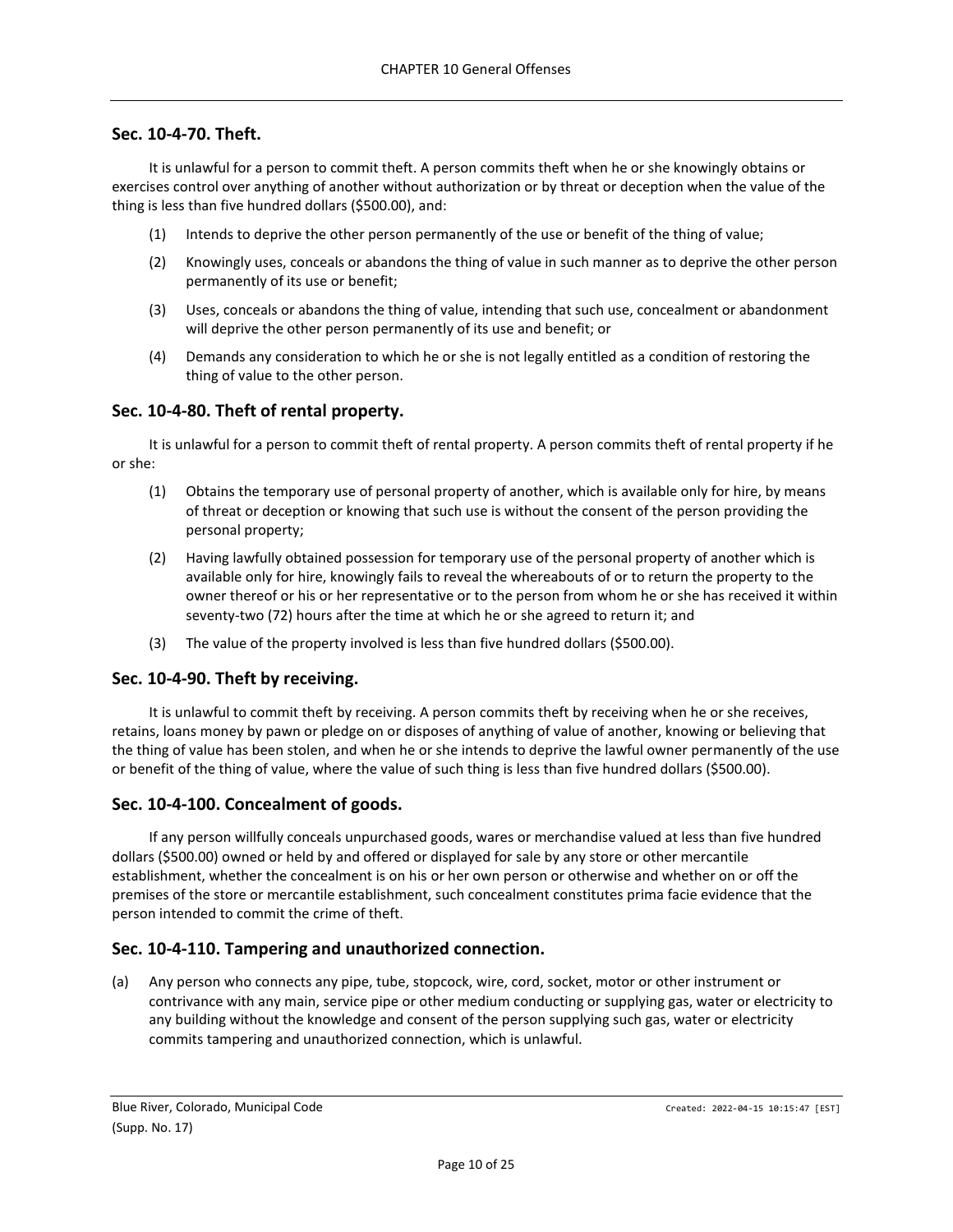## Sec. 10-4-70. Theft.

It is unlawful for a person to commit theft. A person commits theft when he or she knowingly obtains or exercises control over anything of another without authorization or by threat or deception when the value of the thing is less than five hundred dollars ($500.00), and:

(1) Intends to deprive the other person permanently of the use or benefit of the thing of value;

(2) Knowingly uses, conceals or abandons the thing of value in such manner as to deprive the other person permanently of its use or benefit;

(3) Uses, conceals or abandons the thing of value, intending that such use, concealment or abandonment will deprive the other person permanently of its use and benefit; or

(4) Demands any consideration to which he or she is not legally entitled as a condition of restoring the thing of value to the other person.

## Sec. 10-4-80. Theft of rental property.

It is unlawful for a person to commit theft of rental property. A person commits theft of rental property if he or she:

(1) Obtains the temporary use of personal property of another, which is available only for hire, by means of threat or deception or knowing that such use is without the consent of the person providing the personal property;

(2) Having lawfully obtained possession for temporary use of the personal property of another which is available only for hire, knowingly fails to reveal the whereabouts of or to return the property to the owner thereof or his or her representative or to the person from whom he or she has received it within seventy-two (72) hours after the time at which he or she agreed to return it; and

(3) The value of the property involved is less than five hundred dollars ($500.00).

## Sec. 10-4-90. Theft by receiving.

It is unlawful to commit theft by receiving. A person commits theft by receiving when he or she receives, retains, loans money by pawn or pledge on or disposes of anything of value of another, knowing or believing that the thing of value has been stolen, and when he or she intends to deprive the lawful owner permanently of the use or benefit of the thing of value, where the value of such thing is less than five hundred dollars ($500.00).

## Sec. 10-4-100. Concealment of goods.

If any person willfully conceals unpurchased goods, wares or merchandise valued at less than five hundred dollars ($500.00) owned or held by and offered or displayed for sale by any store or other mercantile establishment, whether the concealment is on his or her own person or otherwise and whether on or off the premises of the store or mercantile establishment, such concealment constitutes prima facie evidence that the person intended to commit the crime of theft.

## Sec. 10-4-110. Tampering and unauthorized connection.

(a) Any person who connects any pipe, tube, stopcock, wire, cord, socket, motor or other instrument or contrivance with any main, service pipe or other medium conducting or supplying gas, water or electricity to any building without the knowledge and consent of the person supplying such gas, water or electricity commits tampering and unauthorized connection, which is unlawful.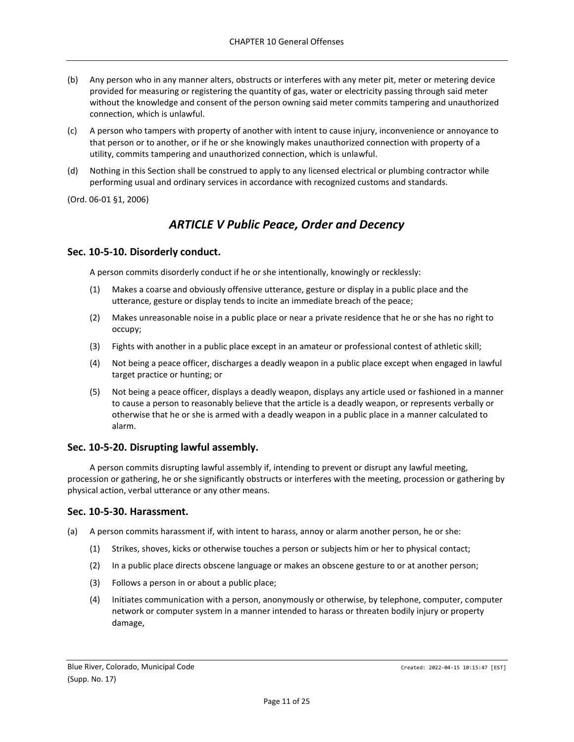(b) Any person who in any manner alters, obstructs or interferes with any meter pit, meter or metering device provided for measuring or registering the quantity of gas, water or electricity passing through said meter without the knowledge and consent of the person owning said meter commits tampering and unauthorized connection, which is unlawful.

(c) A person who tampers with property of another with intent to cause injury, inconvenience or annoyance to that person or to another, or if he or she knowingly makes unauthorized connection with property of a utility, commits tampering and unauthorized connection, which is unlawful.

(d) Nothing in this Section shall be construed to apply to any licensed electrical or plumbing contractor while performing usual and ordinary services in accordance with recognized customs and standards.

(Ord. 06-01 §1, 2006)

## *ARTICLE V Public Peace, Order and Decency*

### Sec. 10-5-10. Disorderly conduct.

A person commits disorderly conduct if he or she intentionally, knowingly or recklessly:

(1) Makes a coarse and obviously offensive utterance, gesture or display in a public place and the utterance, gesture or display tends to incite an immediate breach of the peace;

(2) Makes unreasonable noise in a public place or near a private residence that he or she has no right to occupy;

(3) Fights with another in a public place except in an amateur or professional contest of athletic skill;

(4) Not being a peace officer, discharges a deadly weapon in a public place except when engaged in lawful target practice or hunting; or

(5) Not being a peace officer, displays a deadly weapon, displays any article used or fashioned in a manner to cause a person to reasonably believe that the article is a deadly weapon, or represents verbally or otherwise that he or she is armed with a deadly weapon in a public place in a manner calculated to alarm.

### Sec. 10-5-20. Disrupting lawful assembly.

A person commits disrupting lawful assembly if, intending to prevent or disrupt any lawful meeting, procession or gathering, he or she significantly obstructs or interferes with the meeting, procession or gathering by physical action, verbal utterance or any other means.

### Sec. 10-5-30. Harassment.

(a) A person commits harassment if, with intent to harass, annoy or alarm another person, he or she:

(1) Strikes, shoves, kicks or otherwise touches a person or subjects him or her to physical contact;

(2) In a public place directs obscene language or makes an obscene gesture to or at another person;

(3) Follows a person in or about a public place;

(4) Initiates communication with a person, anonymously or otherwise, by telephone, computer, computer network or computer system in a manner intended to harass or threaten bodily injury or property damage,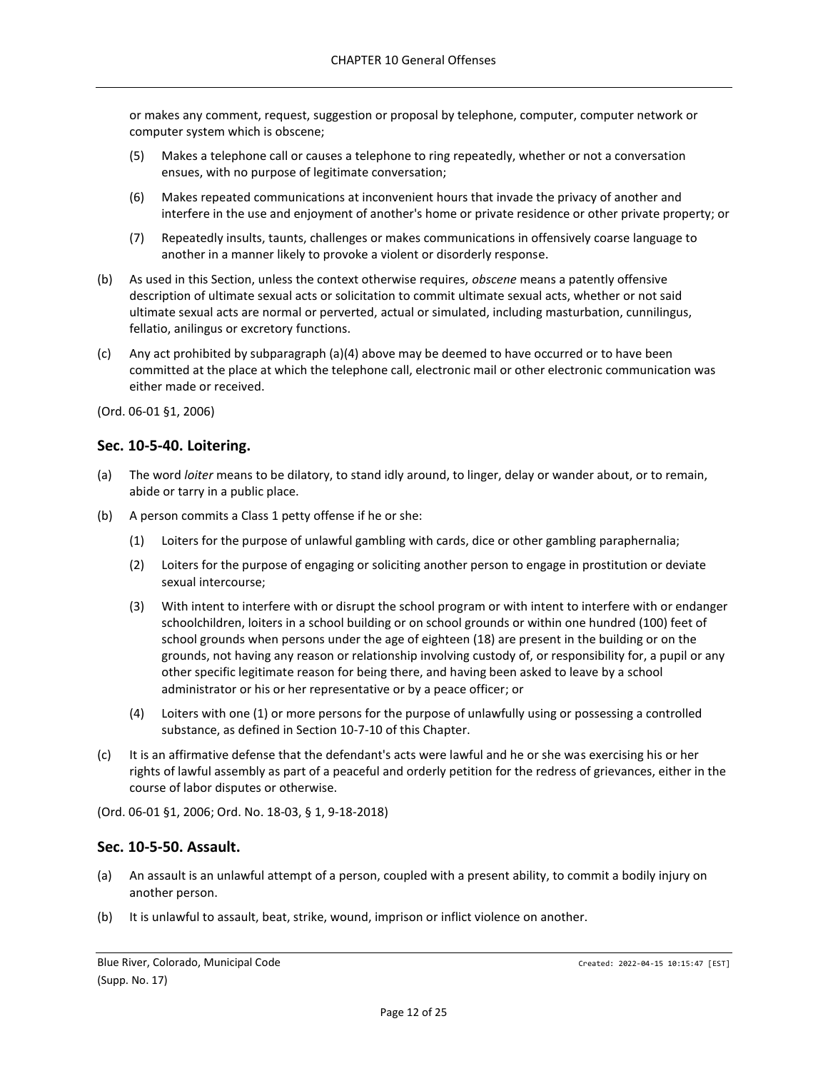or makes any comment, request, suggestion or proposal by telephone, computer, computer network or computer system which is obscene;

(5) Makes a telephone call or causes a telephone to ring repeatedly, whether or not a conversation ensues, with no purpose of legitimate conversation;

(6) Makes repeated communications at inconvenient hours that invade the privacy of another and interfere in the use and enjoyment of another's home or private residence or other private property; or

(7) Repeatedly insults, taunts, challenges or makes communications in offensively coarse language to another in a manner likely to provoke a violent or disorderly response.

(b) As used in this Section, unless the context otherwise requires, *obscene* means a patently offensive description of ultimate sexual acts or solicitation to commit ultimate sexual acts, whether or not said ultimate sexual acts are normal or perverted, actual or simulated, including masturbation, cunnilingus, fellatio, anilingus or excretory functions.

(c) Any act prohibited by subparagraph (a)(4) above may be deemed to have occurred or to have been committed at the place at which the telephone call, electronic mail or other electronic communication was either made or received.

(Ord. 06-01 §1, 2006)

## Sec. 10-5-40. Loitering.

(a) The word *loiter* means to be dilatory, to stand idly around, to linger, delay or wander about, or to remain, abide or tarry in a public place.

(b) A person commits a Class 1 petty offense if he or she:

(1) Loiters for the purpose of unlawful gambling with cards, dice or other gambling paraphernalia;

(2) Loiters for the purpose of engaging or soliciting another person to engage in prostitution or deviate sexual intercourse;

(3) With intent to interfere with or disrupt the school program or with intent to interfere with or endanger schoolchildren, loiters in a school building or on school grounds or within one hundred (100) feet of school grounds when persons under the age of eighteen (18) are present in the building or on the grounds, not having any reason or relationship involving custody of, or responsibility for, a pupil or any other specific legitimate reason for being there, and having been asked to leave by a school administrator or his or her representative or by a peace officer; or

(4) Loiters with one (1) or more persons for the purpose of unlawfully using or possessing a controlled substance, as defined in Section 10-7-10 of this Chapter.

(c) It is an affirmative defense that the defendant's acts were lawful and he or she was exercising his or her rights of lawful assembly as part of a peaceful and orderly petition for the redress of grievances, either in the course of labor disputes or otherwise.

(Ord. 06-01 §1, 2006; Ord. No. 18-03, § 1, 9-18-2018)

## Sec. 10-5-50. Assault.

(a) An assault is an unlawful attempt of a person, coupled with a present ability, to commit a bodily injury on another person.

(b) It is unlawful to assault, beat, strike, wound, imprison or inflict violence on another.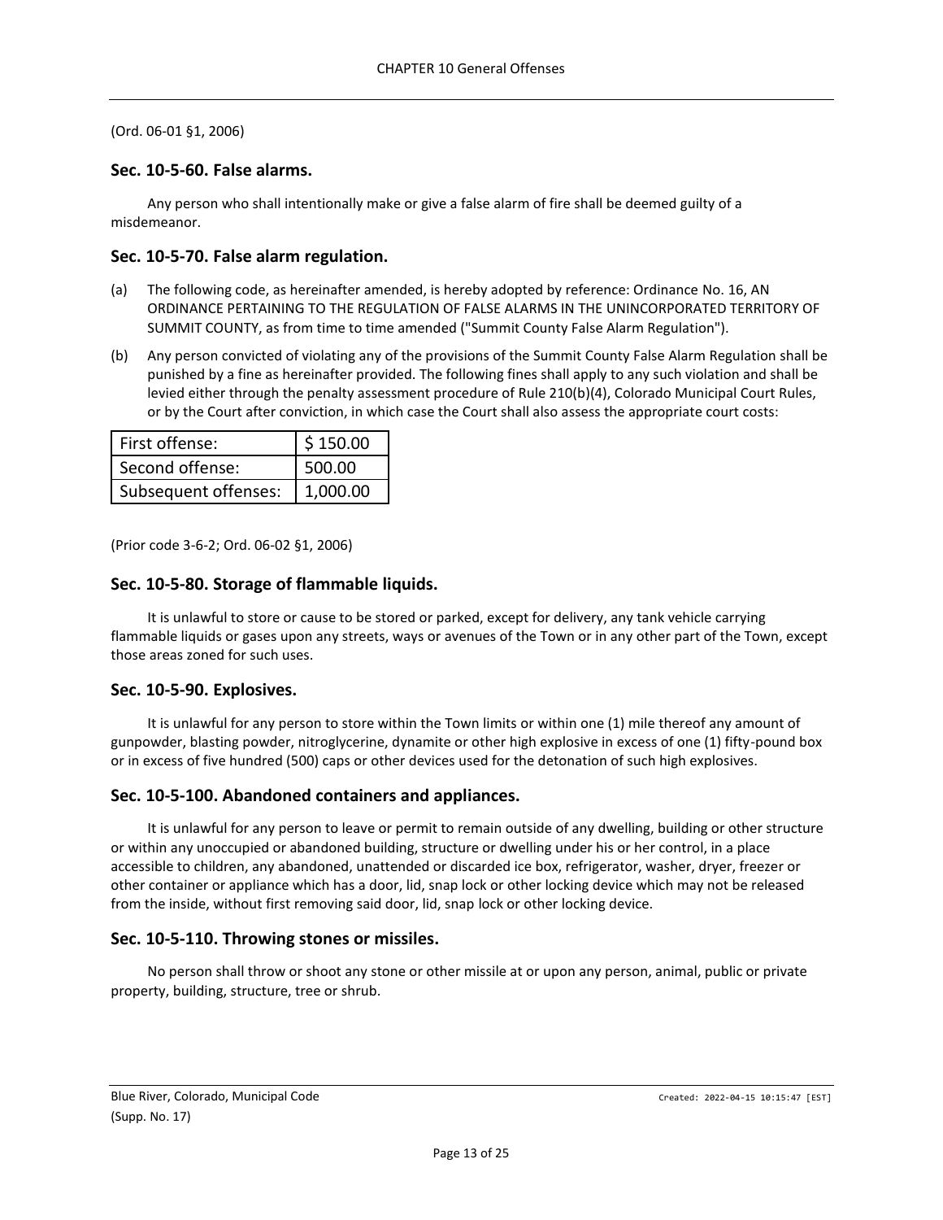(Ord. 06-01 §1, 2006)

### Sec. 10-5-60. False alarms.

Any person who shall intentionally make or give a false alarm of fire shall be deemed guilty of a misdemeanor.

### Sec. 10-5-70. False alarm regulation.

(a) The following code, as hereinafter amended, is hereby adopted by reference: Ordinance No. 16, AN ORDINANCE PERTAINING TO THE REGULATION OF FALSE ALARMS IN THE UNINCORPORATED TERRITORY OF SUMMIT COUNTY, as from time to time amended ("Summit County False Alarm Regulation").

(b) Any person convicted of violating any of the provisions of the Summit County False Alarm Regulation shall be punished by a fine as hereinafter provided. The following fines shall apply to any such violation and shall be levied either through the penalty assessment procedure of Rule 210(b)(4), Colorado Municipal Court Rules, or by the Court after conviction, in which case the Court shall also assess the appropriate court costs:

| | |
|---|---|
| First offense: | $ 150.00 |
| Second offense: | 500.00 |
| Subsequent offenses: | 1,000.00 |

(Prior code 3-6-2; Ord. 06-02 §1, 2006)

### Sec. 10-5-80. Storage of flammable liquids.

It is unlawful to store or cause to be stored or parked, except for delivery, any tank vehicle carrying flammable liquids or gases upon any streets, ways or avenues of the Town or in any other part of the Town, except those areas zoned for such uses.

### Sec. 10-5-90. Explosives.

It is unlawful for any person to store within the Town limits or within one (1) mile thereof any amount of gunpowder, blasting powder, nitroglycerine, dynamite or other high explosive in excess of one (1) fifty-pound box or in excess of five hundred (500) caps or other devices used for the detonation of such high explosives.

### Sec. 10-5-100. Abandoned containers and appliances.

It is unlawful for any person to leave or permit to remain outside of any dwelling, building or other structure or within any unoccupied or abandoned building, structure or dwelling under his or her control, in a place accessible to children, any abandoned, unattended or discarded ice box, refrigerator, washer, dryer, freezer or other container or appliance which has a door, lid, snap lock or other locking device which may not be released from the inside, without first removing said door, lid, snap lock or other locking device.

### Sec. 10-5-110. Throwing stones or missiles.

No person shall throw or shoot any stone or other missile at or upon any person, animal, public or private property, building, structure, tree or shrub.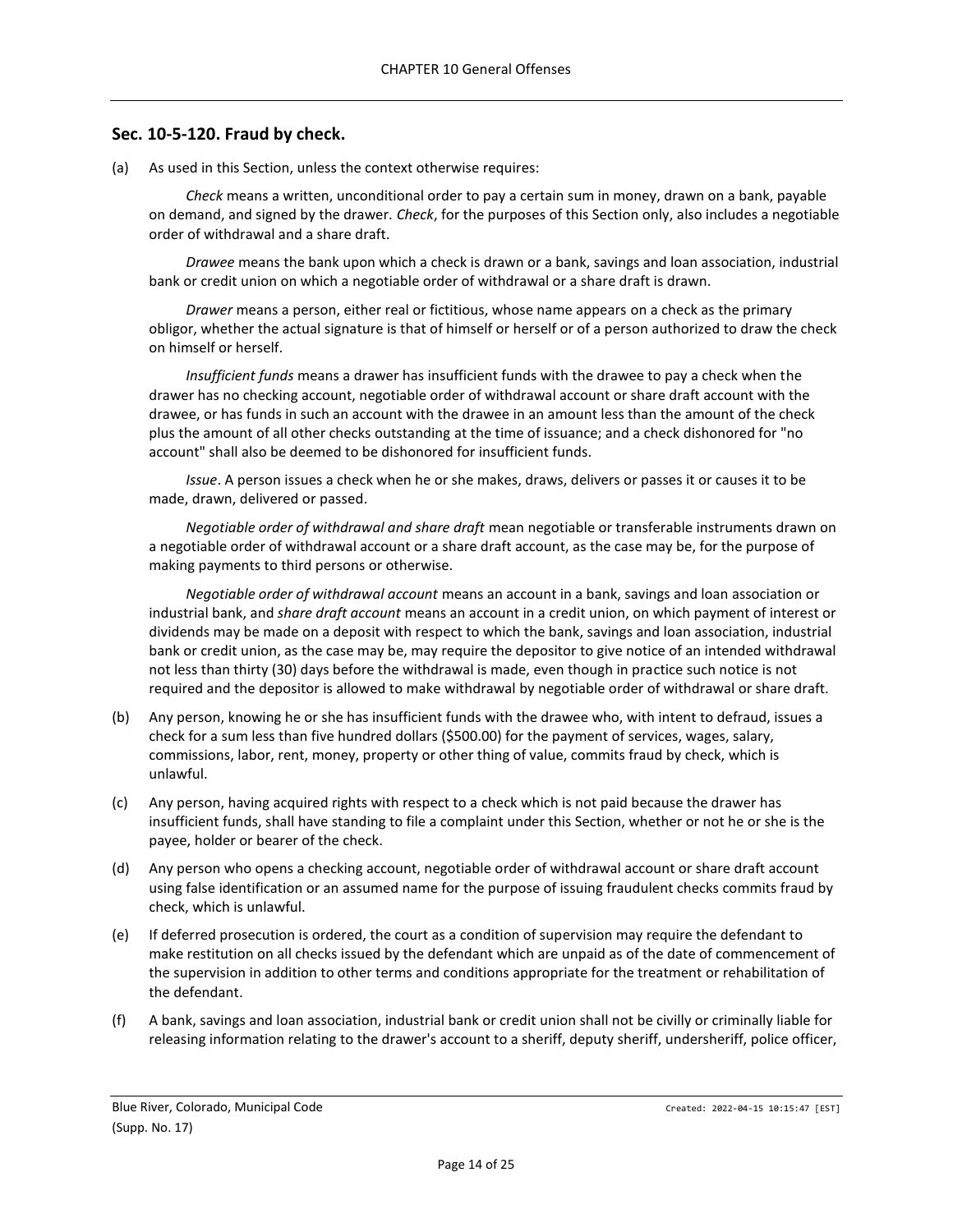## Sec. 10-5-120. Fraud by check.

(a) As used in this Section, unless the context otherwise requires:

*Check* means a written, unconditional order to pay a certain sum in money, drawn on a bank, payable on demand, and signed by the drawer. *Check*, for the purposes of this Section only, also includes a negotiable order of withdrawal and a share draft.

*Drawee* means the bank upon which a check is drawn or a bank, savings and loan association, industrial bank or credit union on which a negotiable order of withdrawal or a share draft is drawn.

*Drawer* means a person, either real or fictitious, whose name appears on a check as the primary obligor, whether the actual signature is that of himself or herself or of a person authorized to draw the check on himself or herself.

*Insufficient funds* means a drawer has insufficient funds with the drawee to pay a check when the drawer has no checking account, negotiable order of withdrawal account or share draft account with the drawee, or has funds in such an account with the drawee in an amount less than the amount of the check plus the amount of all other checks outstanding at the time of issuance; and a check dishonored for "no account" shall also be deemed to be dishonored for insufficient funds.

*Issue*. A person issues a check when he or she makes, draws, delivers or passes it or causes it to be made, drawn, delivered or passed.

*Negotiable order of withdrawal and share draft* mean negotiable or transferable instruments drawn on a negotiable order of withdrawal account or a share draft account, as the case may be, for the purpose of making payments to third persons or otherwise.

*Negotiable order of withdrawal account* means an account in a bank, savings and loan association or industrial bank, and *share draft account* means an account in a credit union, on which payment of interest or dividends may be made on a deposit with respect to which the bank, savings and loan association, industrial bank or credit union, as the case may be, may require the depositor to give notice of an intended withdrawal not less than thirty (30) days before the withdrawal is made, even though in practice such notice is not required and the depositor is allowed to make withdrawal by negotiable order of withdrawal or share draft.

(b) Any person, knowing he or she has insufficient funds with the drawee who, with intent to defraud, issues a check for a sum less than five hundred dollars ($500.00) for the payment of services, wages, salary, commissions, labor, rent, money, property or other thing of value, commits fraud by check, which is unlawful.

(c) Any person, having acquired rights with respect to a check which is not paid because the drawer has insufficient funds, shall have standing to file a complaint under this Section, whether or not he or she is the payee, holder or bearer of the check.

(d) Any person who opens a checking account, negotiable order of withdrawal account or share draft account using false identification or an assumed name for the purpose of issuing fraudulent checks commits fraud by check, which is unlawful.

(e) If deferred prosecution is ordered, the court as a condition of supervision may require the defendant to make restitution on all checks issued by the defendant which are unpaid as of the date of commencement of the supervision in addition to other terms and conditions appropriate for the treatment or rehabilitation of the defendant.

(f) A bank, savings and loan association, industrial bank or credit union shall not be civilly or criminally liable for releasing information relating to the drawer's account to a sheriff, deputy sheriff, undersheriff, police officer,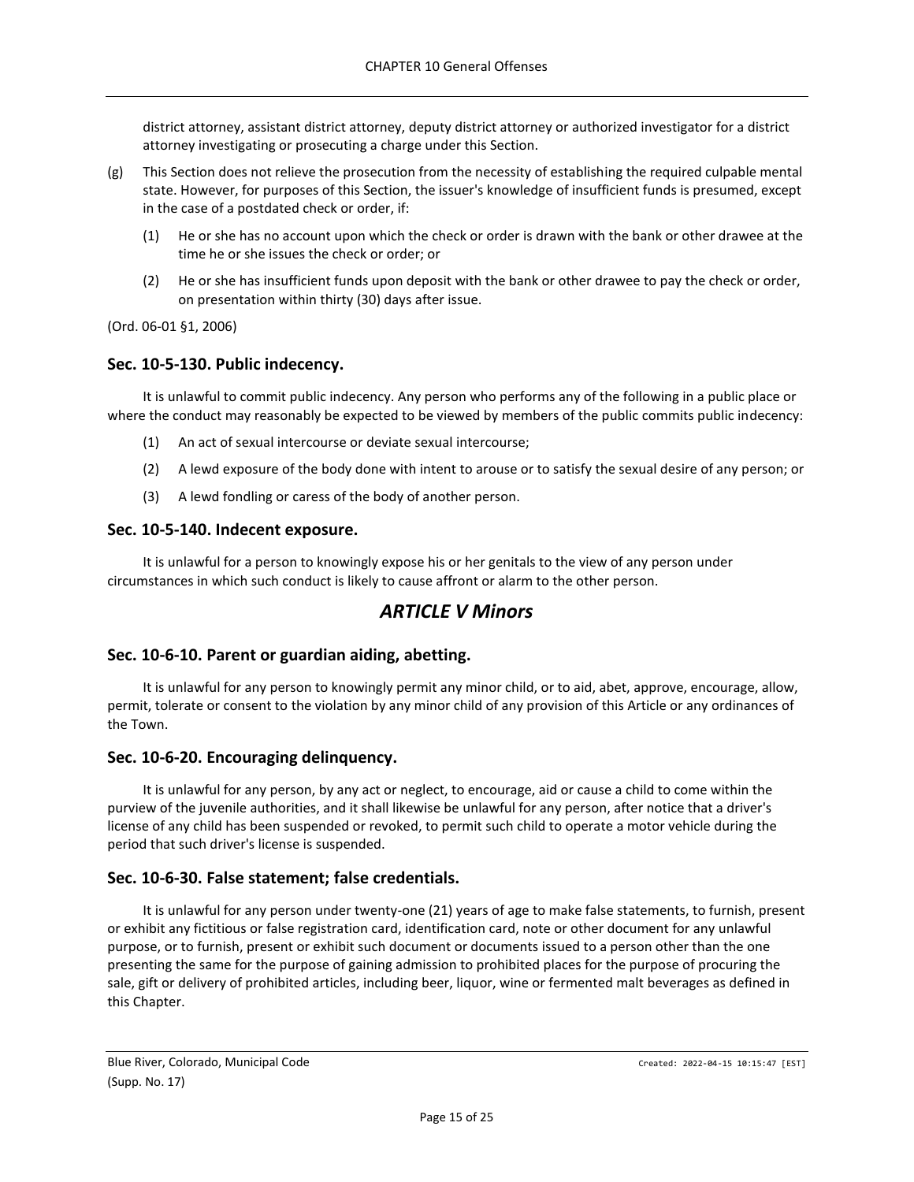district attorney, assistant district attorney, deputy district attorney or authorized investigator for a district attorney investigating or prosecuting a charge under this Section.

(g) This Section does not relieve the prosecution from the necessity of establishing the required culpable mental state. However, for purposes of this Section, the issuer's knowledge of insufficient funds is presumed, except in the case of a postdated check or order, if:

   (1) He or she has no account upon which the check or order is drawn with the bank or other drawee at the time he or she issues the check or order; or

   (2) He or she has insufficient funds upon deposit with the bank or other drawee to pay the check or order, on presentation within thirty (30) days after issue.

(Ord. 06-01 §1, 2006)

### Sec. 10-5-130. Public indecency.

It is unlawful to commit public indecency. Any person who performs any of the following in a public place or where the conduct may reasonably be expected to be viewed by members of the public commits public indecency:

(1) An act of sexual intercourse or deviate sexual intercourse;

(2) A lewd exposure of the body done with intent to arouse or to satisfy the sexual desire of any person; or

(3) A lewd fondling or caress of the body of another person.

### Sec. 10-5-140. Indecent exposure.

It is unlawful for a person to knowingly expose his or her genitals to the view of any person under circumstances in which such conduct is likely to cause affront or alarm to the other person.

## *ARTICLE V Minors*

### Sec. 10-6-10. Parent or guardian aiding, abetting.

It is unlawful for any person to knowingly permit any minor child, or to aid, abet, approve, encourage, allow, permit, tolerate or consent to the violation by any minor child of any provision of this Article or any ordinances of the Town.

### Sec. 10-6-20. Encouraging delinquency.

It is unlawful for any person, by any act or neglect, to encourage, aid or cause a child to come within the purview of the juvenile authorities, and it shall likewise be unlawful for any person, after notice that a driver's license of any child has been suspended or revoked, to permit such child to operate a motor vehicle during the period that such driver's license is suspended.

### Sec. 10-6-30. False statement; false credentials.

It is unlawful for any person under twenty-one (21) years of age to make false statements, to furnish, present or exhibit any fictitious or false registration card, identification card, note or other document for any unlawful purpose, or to furnish, present or exhibit such document or documents issued to a person other than the one presenting the same for the purpose of gaining admission to prohibited places for the purpose of procuring the sale, gift or delivery of prohibited articles, including beer, liquor, wine or fermented malt beverages as defined in this Chapter.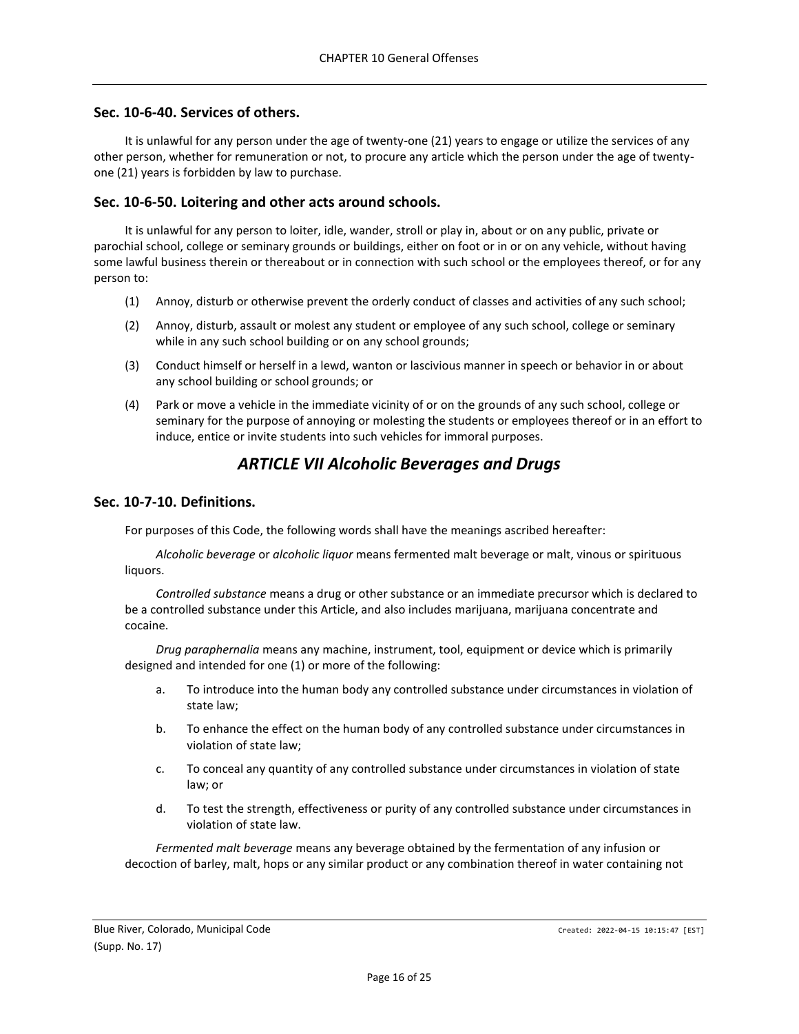## Sec. 10-6-40. Services of others.

It is unlawful for any person under the age of twenty-one (21) years to engage or utilize the services of any other person, whether for remuneration or not, to procure any article which the person under the age of twenty-one (21) years is forbidden by law to purchase.

## Sec. 10-6-50. Loitering and other acts around schools.

It is unlawful for any person to loiter, idle, wander, stroll or play in, about or on any public, private or parochial school, college or seminary grounds or buildings, either on foot or in or on any vehicle, without having some lawful business therein or thereabout or in connection with such school or the employees thereof, or for any person to:

(1) Annoy, disturb or otherwise prevent the orderly conduct of classes and activities of any such school;

(2) Annoy, disturb, assault or molest any student or employee of any such school, college or seminary while in any such school building or on any school grounds;

(3) Conduct himself or herself in a lewd, wanton or lascivious manner in speech or behavior in or about any school building or school grounds; or

(4) Park or move a vehicle in the immediate vicinity of or on the grounds of any such school, college or seminary for the purpose of annoying or molesting the students or employees thereof or in an effort to induce, entice or invite students into such vehicles for immoral purposes.

# *ARTICLE VII Alcoholic Beverages and Drugs*

## Sec. 10-7-10. Definitions.

For purposes of this Code, the following words shall have the meanings ascribed hereafter:

*Alcoholic beverage* or *alcoholic liquor* means fermented malt beverage or malt, vinous or spirituous liquors.

*Controlled substance* means a drug or other substance or an immediate precursor which is declared to be a controlled substance under this Article, and also includes marijuana, marijuana concentrate and cocaine.

*Drug paraphernalia* means any machine, instrument, tool, equipment or device which is primarily designed and intended for one (1) or more of the following:

a. To introduce into the human body any controlled substance under circumstances in violation of state law;

b. To enhance the effect on the human body of any controlled substance under circumstances in violation of state law;

c. To conceal any quantity of any controlled substance under circumstances in violation of state law; or

d. To test the strength, effectiveness or purity of any controlled substance under circumstances in violation of state law.

*Fermented malt beverage* means any beverage obtained by the fermentation of any infusion or decoction of barley, malt, hops or any similar product or any combination thereof in water containing not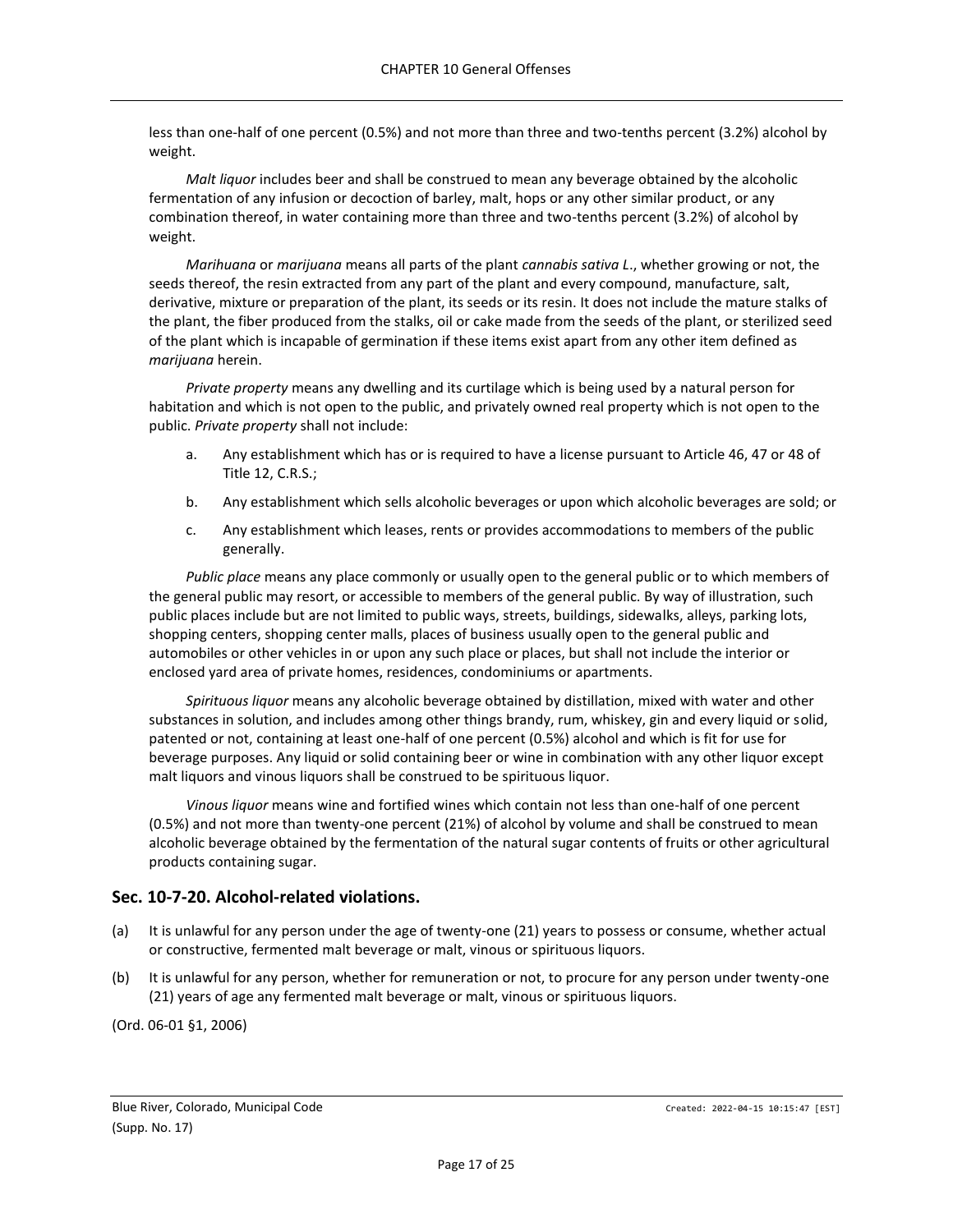less than one-half of one percent (0.5%) and not more than three and two-tenths percent (3.2%) alcohol by weight.

*Malt liquor* includes beer and shall be construed to mean any beverage obtained by the alcoholic fermentation of any infusion or decoction of barley, malt, hops or any other similar product, or any combination thereof, in water containing more than three and two-tenths percent (3.2%) of alcohol by weight.

*Marihuana* or *marijuana* means all parts of the plant *cannabis sativa L*., whether growing or not, the seeds thereof, the resin extracted from any part of the plant and every compound, manufacture, salt, derivative, mixture or preparation of the plant, its seeds or its resin. It does not include the mature stalks of the plant, the fiber produced from the stalks, oil or cake made from the seeds of the plant, or sterilized seed of the plant which is incapable of germination if these items exist apart from any other item defined as *marijuana* herein.

*Private property* means any dwelling and its curtilage which is being used by a natural person for habitation and which is not open to the public, and privately owned real property which is not open to the public. *Private property* shall not include:

a. Any establishment which has or is required to have a license pursuant to Article 46, 47 or 48 of Title 12, C.R.S.;

b. Any establishment which sells alcoholic beverages or upon which alcoholic beverages are sold; or

c. Any establishment which leases, rents or provides accommodations to members of the public generally.

*Public place* means any place commonly or usually open to the general public or to which members of the general public may resort, or accessible to members of the general public. By way of illustration, such public places include but are not limited to public ways, streets, buildings, sidewalks, alleys, parking lots, shopping centers, shopping center malls, places of business usually open to the general public and automobiles or other vehicles in or upon any such place or places, but shall not include the interior or enclosed yard area of private homes, residences, condominiums or apartments.

*Spirituous liquor* means any alcoholic beverage obtained by distillation, mixed with water and other substances in solution, and includes among other things brandy, rum, whiskey, gin and every liquid or solid, patented or not, containing at least one-half of one percent (0.5%) alcohol and which is fit for use for beverage purposes. Any liquid or solid containing beer or wine in combination with any other liquor except malt liquors and vinous liquors shall be construed to be spirituous liquor.

*Vinous liquor* means wine and fortified wines which contain not less than one-half of one percent (0.5%) and not more than twenty-one percent (21%) of alcohol by volume and shall be construed to mean alcoholic beverage obtained by the fermentation of the natural sugar contents of fruits or other agricultural products containing sugar.

## Sec. 10-7-20. Alcohol-related violations.

(a) It is unlawful for any person under the age of twenty-one (21) years to possess or consume, whether actual or constructive, fermented malt beverage or malt, vinous or spirituous liquors.

(b) It is unlawful for any person, whether for remuneration or not, to procure for any person under twenty-one (21) years of age any fermented malt beverage or malt, vinous or spirituous liquors.

(Ord. 06-01 §1, 2006)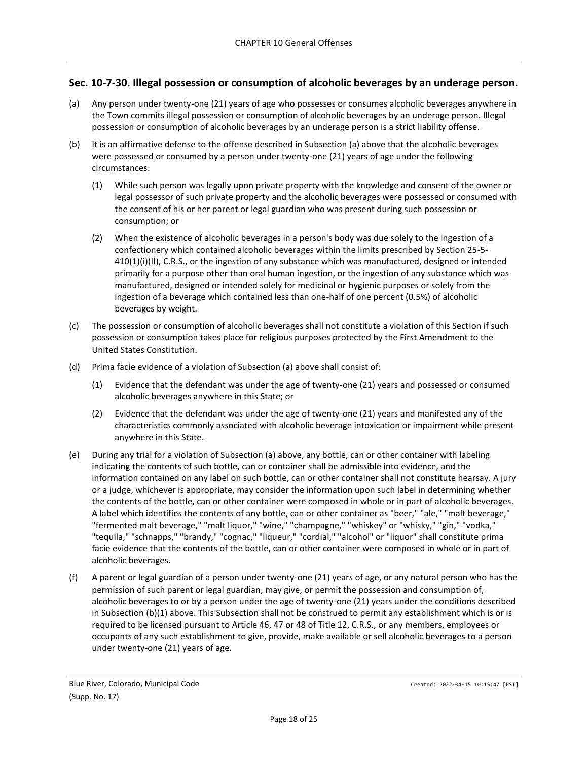## Sec. 10-7-30. Illegal possession or consumption of alcoholic beverages by an underage person.

(a) Any person under twenty-one (21) years of age who possesses or consumes alcoholic beverages anywhere in the Town commits illegal possession or consumption of alcoholic beverages by an underage person. Illegal possession or consumption of alcoholic beverages by an underage person is a strict liability offense.

(b) It is an affirmative defense to the offense described in Subsection (a) above that the alcoholic beverages were possessed or consumed by a person under twenty-one (21) years of age under the following circumstances:

(1) While such person was legally upon private property with the knowledge and consent of the owner or legal possessor of such private property and the alcoholic beverages were possessed or consumed with the consent of his or her parent or legal guardian who was present during such possession or consumption; or

(2) When the existence of alcoholic beverages in a person's body was due solely to the ingestion of a confectionery which contained alcoholic beverages within the limits prescribed by Section 25-5-410(1)(i)(II), C.R.S., or the ingestion of any substance which was manufactured, designed or intended primarily for a purpose other than oral human ingestion, or the ingestion of any substance which was manufactured, designed or intended solely for medicinal or hygienic purposes or solely from the ingestion of a beverage which contained less than one-half of one percent (0.5%) of alcoholic beverages by weight.

(c) The possession or consumption of alcoholic beverages shall not constitute a violation of this Section if such possession or consumption takes place for religious purposes protected by the First Amendment to the United States Constitution.

(d) Prima facie evidence of a violation of Subsection (a) above shall consist of:

(1) Evidence that the defendant was under the age of twenty-one (21) years and possessed or consumed alcoholic beverages anywhere in this State; or

(2) Evidence that the defendant was under the age of twenty-one (21) years and manifested any of the characteristics commonly associated with alcoholic beverage intoxication or impairment while present anywhere in this State.

(e) During any trial for a violation of Subsection (a) above, any bottle, can or other container with labeling indicating the contents of such bottle, can or container shall be admissible into evidence, and the information contained on any label on such bottle, can or other container shall not constitute hearsay. A jury or a judge, whichever is appropriate, may consider the information upon such label in determining whether the contents of the bottle, can or other container were composed in whole or in part of alcoholic beverages. A label which identifies the contents of any bottle, can or other container as "beer," "ale," "malt beverage," "fermented malt beverage," "malt liquor," "wine," "champagne," "whiskey" or "whisky," "gin," "vodka," "tequila," "schnapps," "brandy," "cognac," "liqueur," "cordial," "alcohol" or "liquor" shall constitute prima facie evidence that the contents of the bottle, can or other container were composed in whole or in part of alcoholic beverages.

(f) A parent or legal guardian of a person under twenty-one (21) years of age, or any natural person who has the permission of such parent or legal guardian, may give, or permit the possession and consumption of, alcoholic beverages to or by a person under the age of twenty-one (21) years under the conditions described in Subsection (b)(1) above. This Subsection shall not be construed to permit any establishment which is or is required to be licensed pursuant to Article 46, 47 or 48 of Title 12, C.R.S., or any members, employees or occupants of any such establishment to give, provide, make available or sell alcoholic beverages to a person under twenty-one (21) years of age.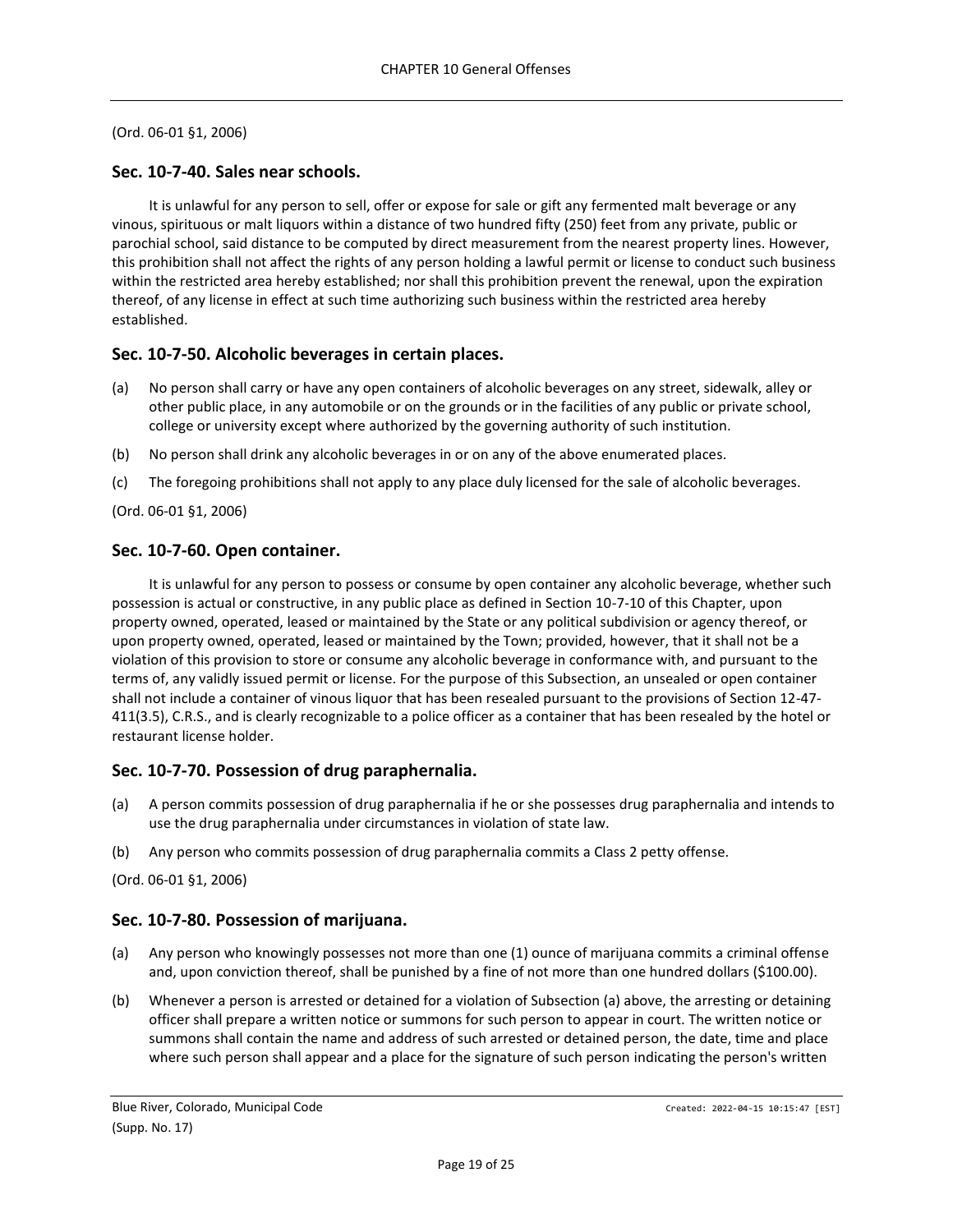(Ord. 06-01 §1, 2006)

## Sec. 10-7-40. Sales near schools.

It is unlawful for any person to sell, offer or expose for sale or gift any fermented malt beverage or any vinous, spirituous or malt liquors within a distance of two hundred fifty (250) feet from any private, public or parochial school, said distance to be computed by direct measurement from the nearest property lines. However, this prohibition shall not affect the rights of any person holding a lawful permit or license to conduct such business within the restricted area hereby established; nor shall this prohibition prevent the renewal, upon the expiration thereof, of any license in effect at such time authorizing such business within the restricted area hereby established.

## Sec. 10-7-50. Alcoholic beverages in certain places.

(a) No person shall carry or have any open containers of alcoholic beverages on any street, sidewalk, alley or other public place, in any automobile or on the grounds or in the facilities of any public or private school, college or university except where authorized by the governing authority of such institution.

(b) No person shall drink any alcoholic beverages in or on any of the above enumerated places.

(c) The foregoing prohibitions shall not apply to any place duly licensed for the sale of alcoholic beverages.

(Ord. 06-01 §1, 2006)

## Sec. 10-7-60. Open container.

It is unlawful for any person to possess or consume by open container any alcoholic beverage, whether such possession is actual or constructive, in any public place as defined in Section 10-7-10 of this Chapter, upon property owned, operated, leased or maintained by the State or any political subdivision or agency thereof, or upon property owned, operated, leased or maintained by the Town; provided, however, that it shall not be a violation of this provision to store or consume any alcoholic beverage in conformance with, and pursuant to the terms of, any validly issued permit or license. For the purpose of this Subsection, an unsealed or open container shall not include a container of vinous liquor that has been resealed pursuant to the provisions of Section 12-47-411(3.5), C.R.S., and is clearly recognizable to a police officer as a container that has been resealed by the hotel or restaurant license holder.

## Sec. 10-7-70. Possession of drug paraphernalia.

(a) A person commits possession of drug paraphernalia if he or she possesses drug paraphernalia and intends to use the drug paraphernalia under circumstances in violation of state law.

(b) Any person who commits possession of drug paraphernalia commits a Class 2 petty offense.

(Ord. 06-01 §1, 2006)

## Sec. 10-7-80. Possession of marijuana.

(a) Any person who knowingly possesses not more than one (1) ounce of marijuana commits a criminal offense and, upon conviction thereof, shall be punished by a fine of not more than one hundred dollars ($100.00).

(b) Whenever a person is arrested or detained for a violation of Subsection (a) above, the arresting or detaining officer shall prepare a written notice or summons for such person to appear in court. The written notice or summons shall contain the name and address of such arrested or detained person, the date, time and place where such person shall appear and a place for the signature of such person indicating the person's written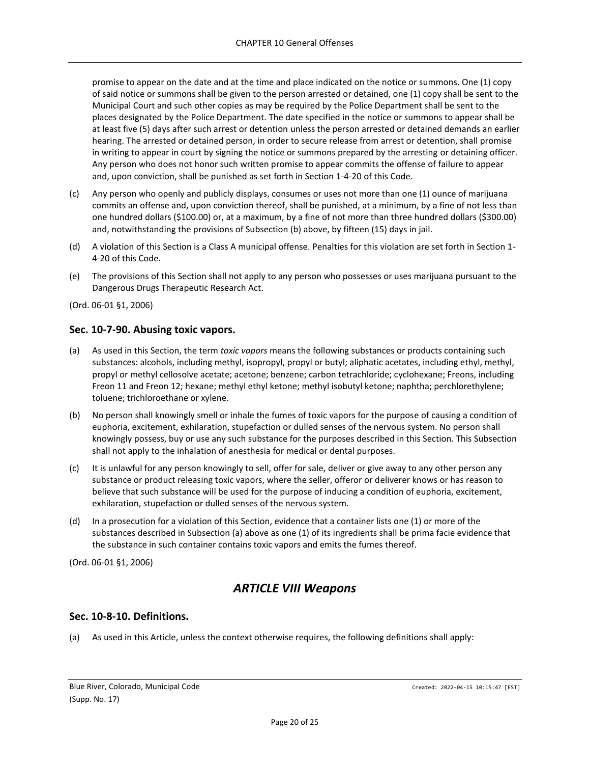promise to appear on the date and at the time and place indicated on the notice or summons. One (1) copy of said notice or summons shall be given to the person arrested or detained, one (1) copy shall be sent to the Municipal Court and such other copies as may be required by the Police Department shall be sent to the places designated by the Police Department. The date specified in the notice or summons to appear shall be at least five (5) days after such arrest or detention unless the person arrested or detained demands an earlier hearing. The arrested or detained person, in order to secure release from arrest or detention, shall promise in writing to appear in court by signing the notice or summons prepared by the arresting or detaining officer. Any person who does not honor such written promise to appear commits the offense of failure to appear and, upon conviction, shall be punished as set forth in Section 1-4-20 of this Code.

(c) Any person who openly and publicly displays, consumes or uses not more than one (1) ounce of marijuana commits an offense and, upon conviction thereof, shall be punished, at a minimum, by a fine of not less than one hundred dollars ($100.00) or, at a maximum, by a fine of not more than three hundred dollars ($300.00) and, notwithstanding the provisions of Subsection (b) above, by fifteen (15) days in jail.

(d) A violation of this Section is a Class A municipal offense. Penalties for this violation are set forth in Section 1-4-20 of this Code.

(e) The provisions of this Section shall not apply to any person who possesses or uses marijuana pursuant to the Dangerous Drugs Therapeutic Research Act.

(Ord. 06-01 §1, 2006)

### Sec. 10-7-90. Abusing toxic vapors.

(a) As used in this Section, the term *toxic vapors* means the following substances or products containing such substances: alcohols, including methyl, isopropyl, propyl or butyl; aliphatic acetates, including ethyl, methyl, propyl or methyl cellosolve acetate; acetone; benzene; carbon tetrachloride; cyclohexane; Freons, including Freon 11 and Freon 12; hexane; methyl ethyl ketone; methyl isobutyl ketone; naphtha; perchlorethylene; toluene; trichloroethane or xylene.

(b) No person shall knowingly smell or inhale the fumes of toxic vapors for the purpose of causing a condition of euphoria, excitement, exhilaration, stupefaction or dulled senses of the nervous system. No person shall knowingly possess, buy or use any such substance for the purposes described in this Section. This Subsection shall not apply to the inhalation of anesthesia for medical or dental purposes.

(c) It is unlawful for any person knowingly to sell, offer for sale, deliver or give away to any other person any substance or product releasing toxic vapors, where the seller, offeror or deliverer knows or has reason to believe that such substance will be used for the purpose of inducing a condition of euphoria, excitement, exhilaration, stupefaction or dulled senses of the nervous system.

(d) In a prosecution for a violation of this Section, evidence that a container lists one (1) or more of the substances described in Subsection (a) above as one (1) of its ingredients shall be prima facie evidence that the substance in such container contains toxic vapors and emits the fumes thereof.

(Ord. 06-01 §1, 2006)

## *ARTICLE VIII Weapons*

### Sec. 10-8-10. Definitions.

(a) As used in this Article, unless the context otherwise requires, the following definitions shall apply: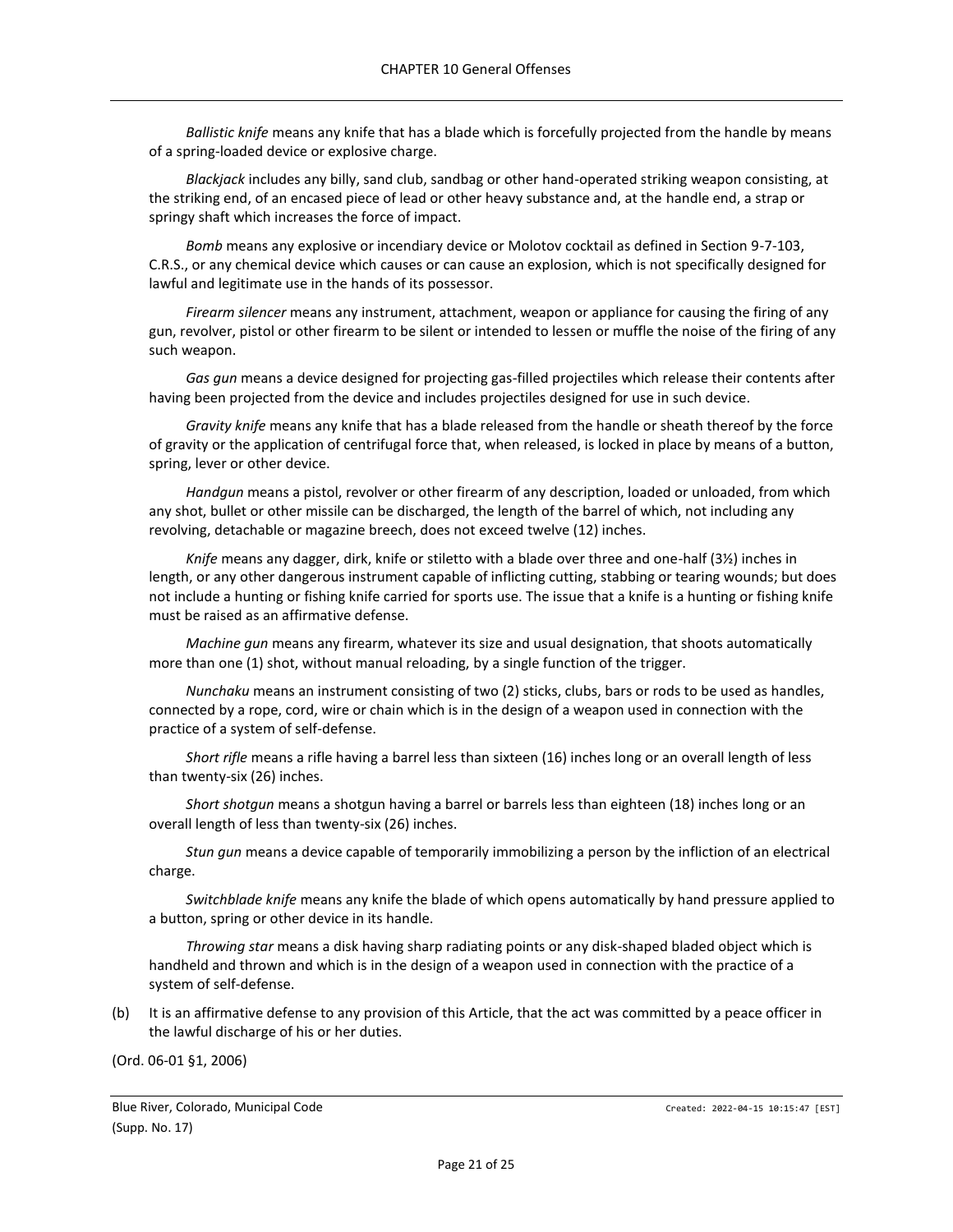*Ballistic knife* means any knife that has a blade which is forcefully projected from the handle by means of a spring-loaded device or explosive charge.

*Blackjack* includes any billy, sand club, sandbag or other hand-operated striking weapon consisting, at the striking end, of an encased piece of lead or other heavy substance and, at the handle end, a strap or springy shaft which increases the force of impact.

*Bomb* means any explosive or incendiary device or Molotov cocktail as defined in Section 9-7-103, C.R.S., or any chemical device which causes or can cause an explosion, which is not specifically designed for lawful and legitimate use in the hands of its possessor.

*Firearm silencer* means any instrument, attachment, weapon or appliance for causing the firing of any gun, revolver, pistol or other firearm to be silent or intended to lessen or muffle the noise of the firing of any such weapon.

*Gas gun* means a device designed for projecting gas-filled projectiles which release their contents after having been projected from the device and includes projectiles designed for use in such device.

*Gravity knife* means any knife that has a blade released from the handle or sheath thereof by the force of gravity or the application of centrifugal force that, when released, is locked in place by means of a button, spring, lever or other device.

*Handgun* means a pistol, revolver or other firearm of any description, loaded or unloaded, from which any shot, bullet or other missile can be discharged, the length of the barrel of which, not including any revolving, detachable or magazine breech, does not exceed twelve (12) inches.

*Knife* means any dagger, dirk, knife or stiletto with a blade over three and one-half (3½) inches in length, or any other dangerous instrument capable of inflicting cutting, stabbing or tearing wounds; but does not include a hunting or fishing knife carried for sports use. The issue that a knife is a hunting or fishing knife must be raised as an affirmative defense.

*Machine gun* means any firearm, whatever its size and usual designation, that shoots automatically more than one (1) shot, without manual reloading, by a single function of the trigger.

*Nunchaku* means an instrument consisting of two (2) sticks, clubs, bars or rods to be used as handles, connected by a rope, cord, wire or chain which is in the design of a weapon used in connection with the practice of a system of self-defense.

*Short rifle* means a rifle having a barrel less than sixteen (16) inches long or an overall length of less than twenty-six (26) inches.

*Short shotgun* means a shotgun having a barrel or barrels less than eighteen (18) inches long or an overall length of less than twenty-six (26) inches.

*Stun gun* means a device capable of temporarily immobilizing a person by the infliction of an electrical charge.

*Switchblade knife* means any knife the blade of which opens automatically by hand pressure applied to a button, spring or other device in its handle.

*Throwing star* means a disk having sharp radiating points or any disk-shaped bladed object which is handheld and thrown and which is in the design of a weapon used in connection with the practice of a system of self-defense.

(b) It is an affirmative defense to any provision of this Article, that the act was committed by a peace officer in the lawful discharge of his or her duties.

(Ord. 06-01 §1, 2006)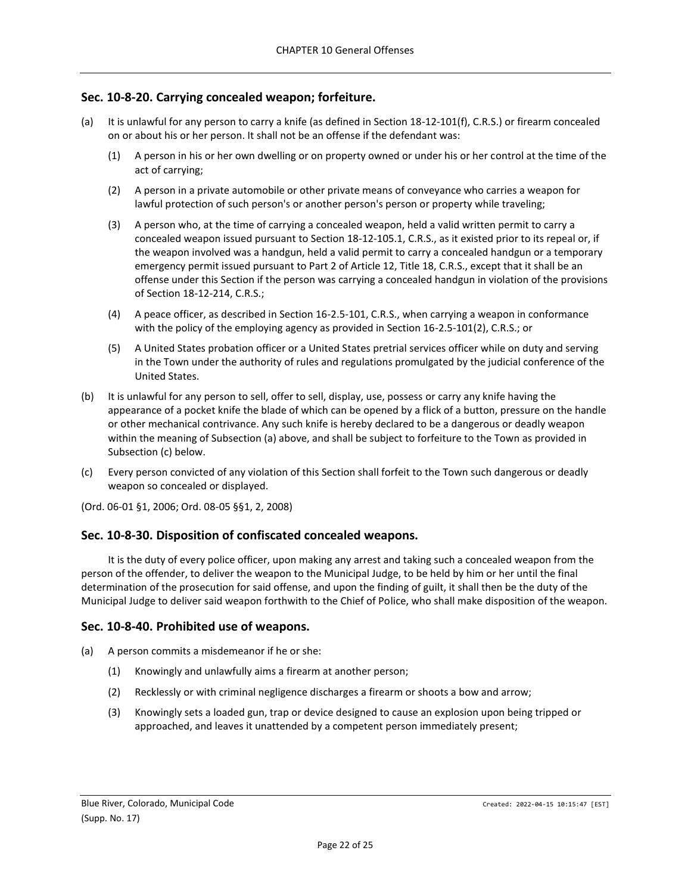## Sec. 10-8-20. Carrying concealed weapon; forfeiture.

(a) It is unlawful for any person to carry a knife (as defined in Section 18-12-101(f), C.R.S.) or firearm concealed on or about his or her person. It shall not be an offense if the defendant was:

  (1) A person in his or her own dwelling or on property owned or under his or her control at the time of the act of carrying;

  (2) A person in a private automobile or other private means of conveyance who carries a weapon for lawful protection of such person's or another person's person or property while traveling;

  (3) A person who, at the time of carrying a concealed weapon, held a valid written permit to carry a concealed weapon issued pursuant to Section 18-12-105.1, C.R.S., as it existed prior to its repeal or, if the weapon involved was a handgun, held a valid permit to carry a concealed handgun or a temporary emergency permit issued pursuant to Part 2 of Article 12, Title 18, C.R.S., except that it shall be an offense under this Section if the person was carrying a concealed handgun in violation of the provisions of Section 18-12-214, C.R.S.;

  (4) A peace officer, as described in Section 16-2.5-101, C.R.S., when carrying a weapon in conformance with the policy of the employing agency as provided in Section 16-2.5-101(2), C.R.S.; or

  (5) A United States probation officer or a United States pretrial services officer while on duty and serving in the Town under the authority of rules and regulations promulgated by the judicial conference of the United States.

(b) It is unlawful for any person to sell, offer to sell, display, use, possess or carry any knife having the appearance of a pocket knife the blade of which can be opened by a flick of a button, pressure on the handle or other mechanical contrivance. Any such knife is hereby declared to be a dangerous or deadly weapon within the meaning of Subsection (a) above, and shall be subject to forfeiture to the Town as provided in Subsection (c) below.

(c) Every person convicted of any violation of this Section shall forfeit to the Town such dangerous or deadly weapon so concealed or displayed.

(Ord. 06-01 §1, 2006; Ord. 08-05 §§1, 2, 2008)

## Sec. 10-8-30. Disposition of confiscated concealed weapons.

It is the duty of every police officer, upon making any arrest and taking such a concealed weapon from the person of the offender, to deliver the weapon to the Municipal Judge, to be held by him or her until the final determination of the prosecution for said offense, and upon the finding of guilt, it shall then be the duty of the Municipal Judge to deliver said weapon forthwith to the Chief of Police, who shall make disposition of the weapon.

## Sec. 10-8-40. Prohibited use of weapons.

(a) A person commits a misdemeanor if he or she:

  (1) Knowingly and unlawfully aims a firearm at another person;

  (2) Recklessly or with criminal negligence discharges a firearm or shoots a bow and arrow;

  (3) Knowingly sets a loaded gun, trap or device designed to cause an explosion upon being tripped or approached, and leaves it unattended by a competent person immediately present;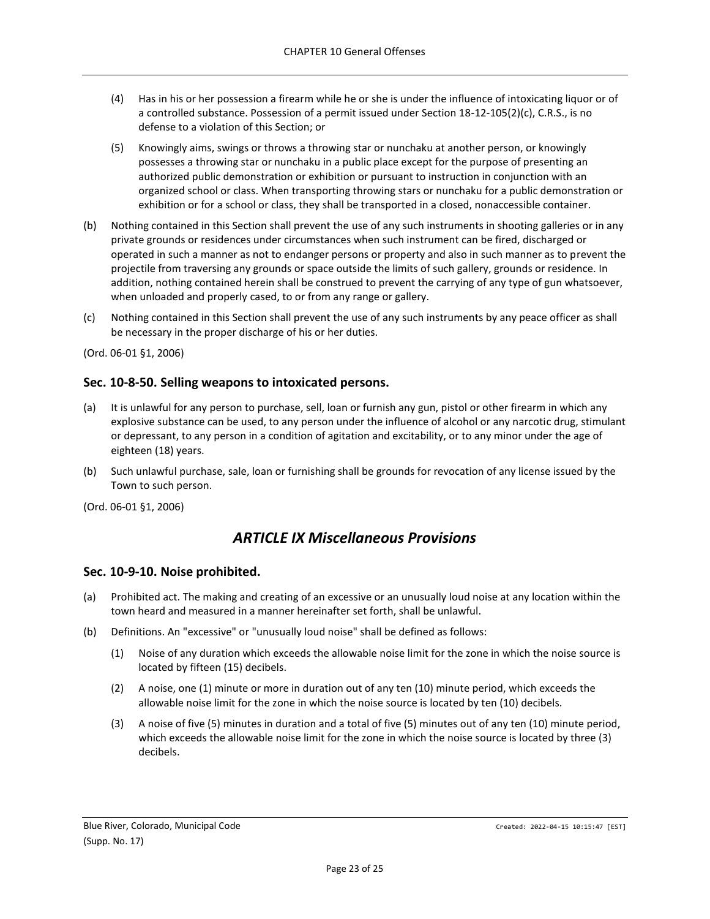(4) Has in his or her possession a firearm while he or she is under the influence of intoxicating liquor or of a controlled substance. Possession of a permit issued under Section 18-12-105(2)(c), C.R.S., is no defense to a violation of this Section; or

(5) Knowingly aims, swings or throws a throwing star or nunchaku at another person, or knowingly possesses a throwing star or nunchaku in a public place except for the purpose of presenting an authorized public demonstration or exhibition or pursuant to instruction in conjunction with an organized school or class. When transporting throwing stars or nunchaku for a public demonstration or exhibition or for a school or class, they shall be transported in a closed, nonaccessible container.

(b) Nothing contained in this Section shall prevent the use of any such instruments in shooting galleries or in any private grounds or residences under circumstances when such instrument can be fired, discharged or operated in such a manner as not to endanger persons or property and also in such manner as to prevent the projectile from traversing any grounds or space outside the limits of such gallery, grounds or residence. In addition, nothing contained herein shall be construed to prevent the carrying of any type of gun whatsoever, when unloaded and properly cased, to or from any range or gallery.

(c) Nothing contained in this Section shall prevent the use of any such instruments by any peace officer as shall be necessary in the proper discharge of his or her duties.

(Ord. 06-01 §1, 2006)

### Sec. 10-8-50. Selling weapons to intoxicated persons.

(a) It is unlawful for any person to purchase, sell, loan or furnish any gun, pistol or other firearm in which any explosive substance can be used, to any person under the influence of alcohol or any narcotic drug, stimulant or depressant, to any person in a condition of agitation and excitability, or to any minor under the age of eighteen (18) years.

(b) Such unlawful purchase, sale, loan or furnishing shall be grounds for revocation of any license issued by the Town to such person.

(Ord. 06-01 §1, 2006)

## *ARTICLE IX Miscellaneous Provisions*

### Sec. 10-9-10. Noise prohibited.

(a) Prohibited act. The making and creating of an excessive or an unusually loud noise at any location within the town heard and measured in a manner hereinafter set forth, shall be unlawful.

(b) Definitions. An "excessive" or "unusually loud noise" shall be defined as follows:

(1) Noise of any duration which exceeds the allowable noise limit for the zone in which the noise source is located by fifteen (15) decibels.

(2) A noise, one (1) minute or more in duration out of any ten (10) minute period, which exceeds the allowable noise limit for the zone in which the noise source is located by ten (10) decibels.

(3) A noise of five (5) minutes in duration and a total of five (5) minutes out of any ten (10) minute period, which exceeds the allowable noise limit for the zone in which the noise source is located by three (3) decibels.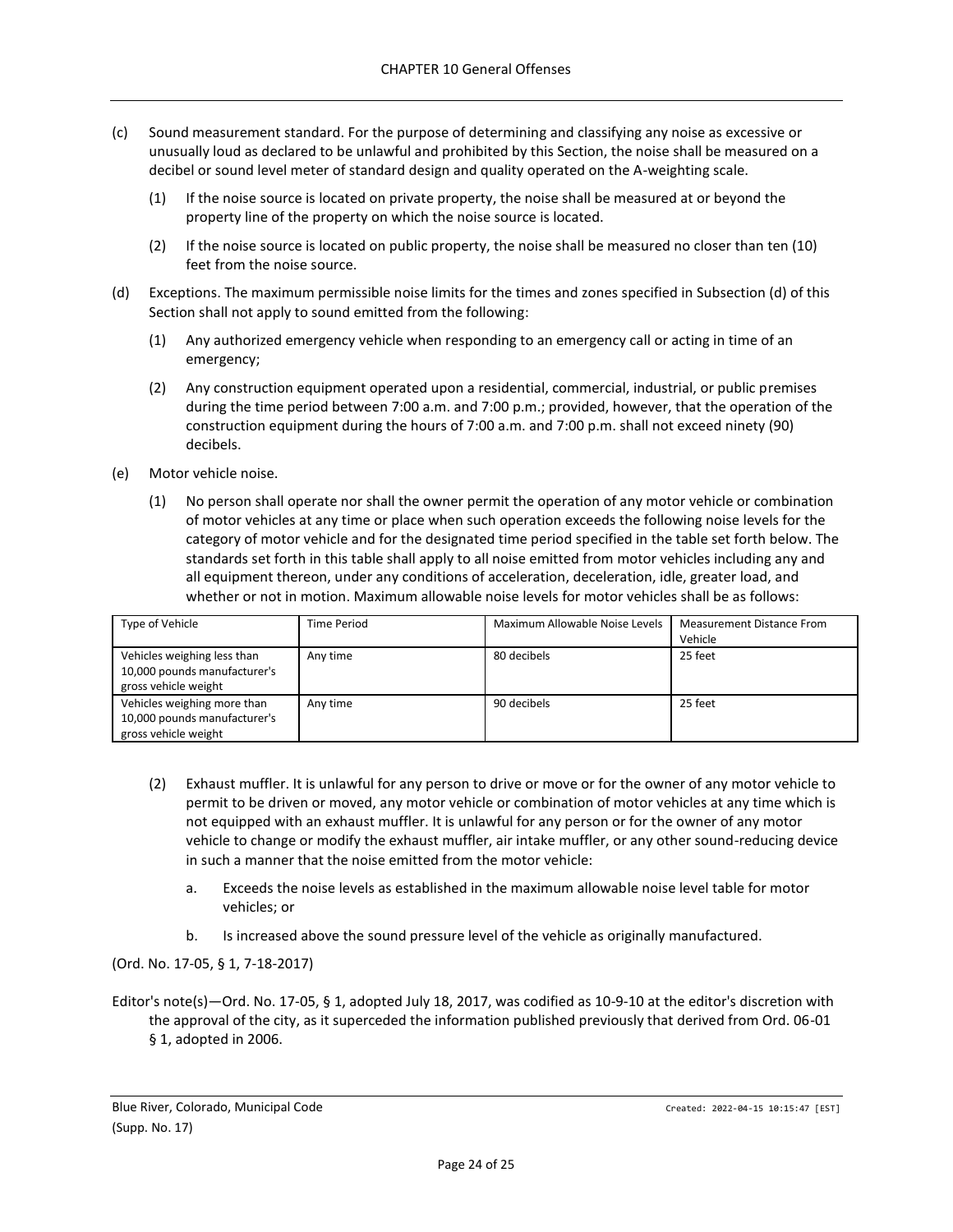(c) Sound measurement standard. For the purpose of determining and classifying any noise as excessive or unusually loud as declared to be unlawful and prohibited by this Section, the noise shall be measured on a decibel or sound level meter of standard design and quality operated on the A-weighting scale.

  (1) If the noise source is located on private property, the noise shall be measured at or beyond the property line of the property on which the noise source is located.

  (2) If the noise source is located on public property, the noise shall be measured no closer than ten (10) feet from the noise source.

(d) Exceptions. The maximum permissible noise limits for the times and zones specified in Subsection (d) of this Section shall not apply to sound emitted from the following:

  (1) Any authorized emergency vehicle when responding to an emergency call or acting in time of an emergency;

  (2) Any construction equipment operated upon a residential, commercial, industrial, or public premises during the time period between 7:00 a.m. and 7:00 p.m.; provided, however, that the operation of the construction equipment during the hours of 7:00 a.m. and 7:00 p.m. shall not exceed ninety (90) decibels.

(e) Motor vehicle noise.

  (1) No person shall operate nor shall the owner permit the operation of any motor vehicle or combination of motor vehicles at any time or place when such operation exceeds the following noise levels for the category of motor vehicle and for the designated time period specified in the table set forth below. The standards set forth in this table shall apply to all noise emitted from motor vehicles including any and all equipment thereon, under any conditions of acceleration, deceleration, idle, greater load, and whether or not in motion. Maximum allowable noise levels for motor vehicles shall be as follows:

| Type of Vehicle | Time Period | Maximum Allowable Noise Levels | Measurement Distance From Vehicle |
|---|---|---|---|
| Vehicles weighing less than 10,000 pounds manufacturer's gross vehicle weight | Any time | 80 decibels | 25 feet |
| Vehicles weighing more than 10,000 pounds manufacturer's gross vehicle weight | Any time | 90 decibels | 25 feet |

  (2) Exhaust muffler. It is unlawful for any person to drive or move or for the owner of any motor vehicle to permit to be driven or moved, any motor vehicle or combination of motor vehicles at any time which is not equipped with an exhaust muffler. It is unlawful for any person or for the owner of any motor vehicle to change or modify the exhaust muffler, air intake muffler, or any other sound-reducing device in such a manner that the noise emitted from the motor vehicle:

    a. Exceeds the noise levels as established in the maximum allowable noise level table for motor vehicles; or

    b. Is increased above the sound pressure level of the vehicle as originally manufactured.

(Ord. No. 17-05, § 1, 7-18-2017)

Editor's note(s)—Ord. No. 17-05, § 1, adopted July 18, 2017, was codified as 10-9-10 at the editor's discretion with the approval of the city, as it superceded the information published previously that derived from Ord. 06-01 § 1, adopted in 2006.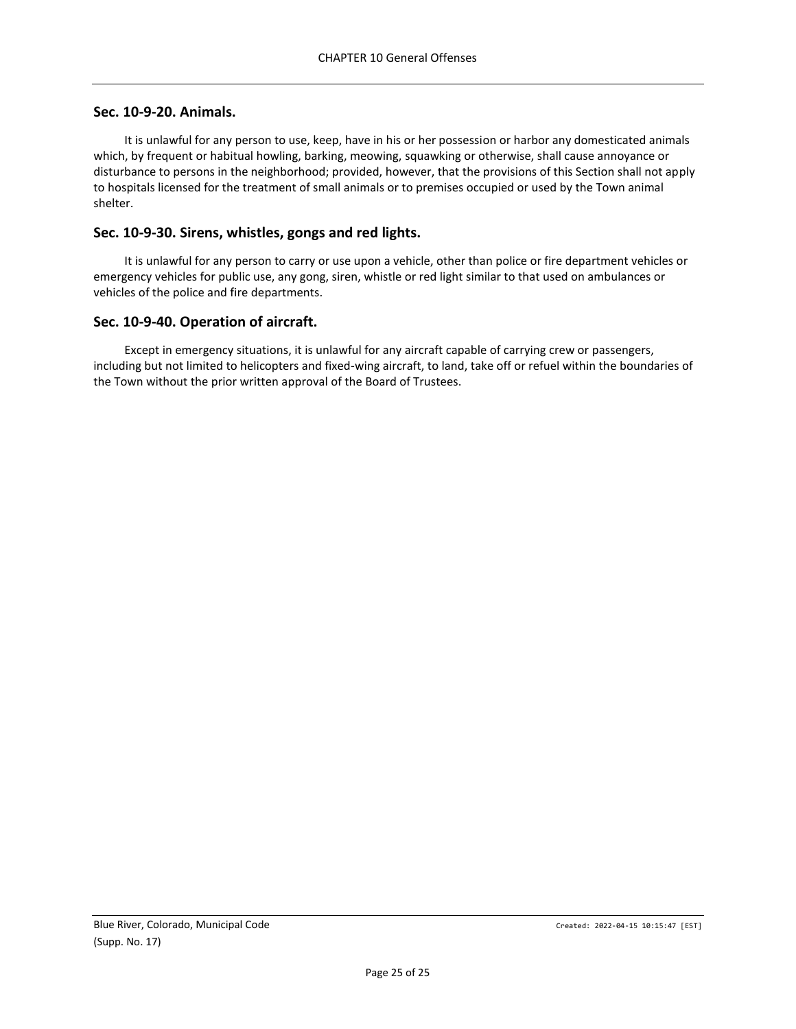## Sec. 10-9-20. Animals.

It is unlawful for any person to use, keep, have in his or her possession or harbor any domesticated animals which, by frequent or habitual howling, barking, meowing, squawking or otherwise, shall cause annoyance or disturbance to persons in the neighborhood; provided, however, that the provisions of this Section shall not apply to hospitals licensed for the treatment of small animals or to premises occupied or used by the Town animal shelter.

## Sec. 10-9-30. Sirens, whistles, gongs and red lights.

It is unlawful for any person to carry or use upon a vehicle, other than police or fire department vehicles or emergency vehicles for public use, any gong, siren, whistle or red light similar to that used on ambulances or vehicles of the police and fire departments.

## Sec. 10-9-40. Operation of aircraft.

Except in emergency situations, it is unlawful for any aircraft capable of carrying crew or passengers, including but not limited to helicopters and fixed-wing aircraft, to land, take off or refuel within the boundaries of the Town without the prior written approval of the Board of Trustees.